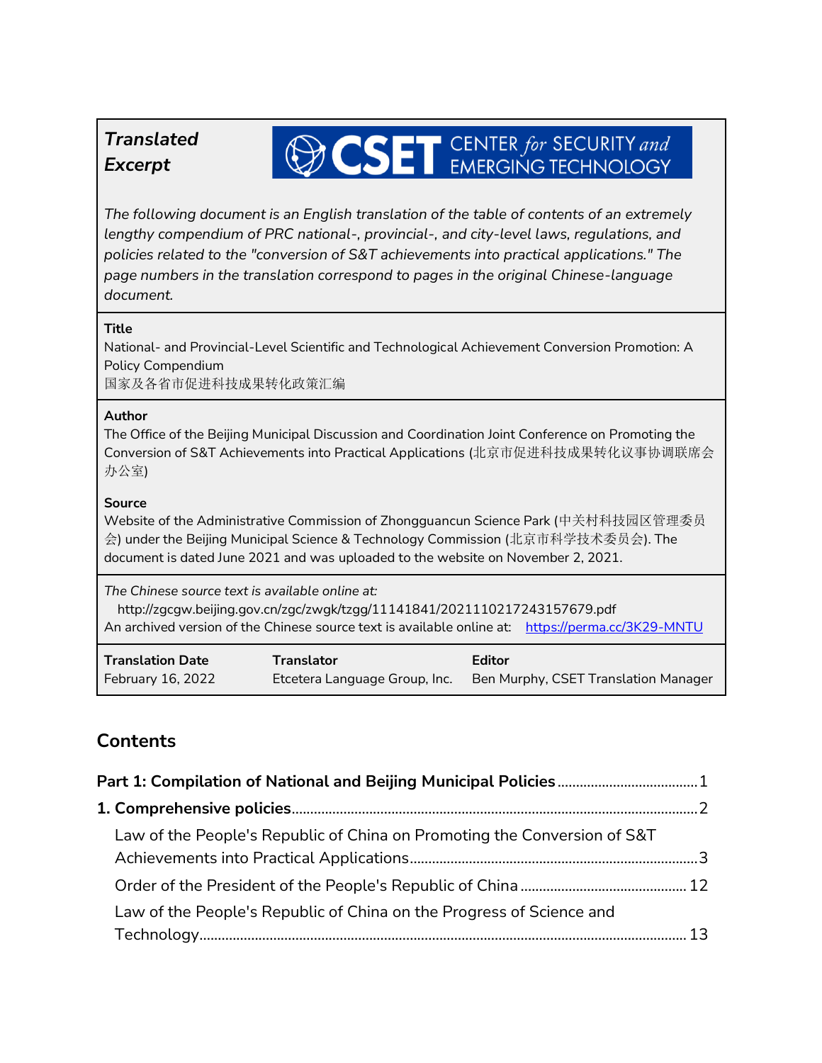***Translated Excerpt***

CSET CENTER *for* SECURITY *and* EMERGING TECHNOLOGY

*The following document is an English translation of the table of contents of an extremely lengthy compendium of PRC national-, provincial-, and city-level laws, regulations, and policies related to the "conversion of S&T achievements into practical applications." The page numbers in the translation correspond to pages in the original Chinese-language document.*

**Title**
National- and Provincial-Level Scientific and Technological Achievement Conversion Promotion: A Policy Compendium
国家及各省市促进科技成果转化政策汇编

**Author**
The Office of the Beijing Municipal Discussion and Coordination Joint Conference on Promoting the Conversion of S&T Achievements into Practical Applications (北京市促进科技成果转化议事协调联席会办公室)

**Source**
Website of the Administrative Commission of Zhongguancun Science Park (中关村科技园区管理委员会) under the Beijing Municipal Science & Technology Commission (北京市科学技术委员会). The document is dated June 2021 and was uploaded to the website on November 2, 2021.

*The Chinese source text is available online at:*
http://zgcgw.beijing.gov.cn/zgc/zwgk/tzgg/11141841/2021110217243157679.pdf
An archived version of the Chinese source text is available online at: https://perma.cc/3K29-MNTU

| **Translation Date** | **Translator** | **Editor** |
|---|---|---|
| February 16, 2022 | Etcetera Language Group, Inc. | Ben Murphy, CSET Translation Manager |

## Contents

**Part 1: Compilation of National and Beijing Municipal Policies** .......... 1

**1. Comprehensive policies** .......... 2

- Law of the People's Republic of China on Promoting the Conversion of S&T Achievements into Practical Applications .......... 3
- Order of the President of the People's Republic of China .......... 12
- Law of the People's Republic of China on the Progress of Science and Technology .......... 13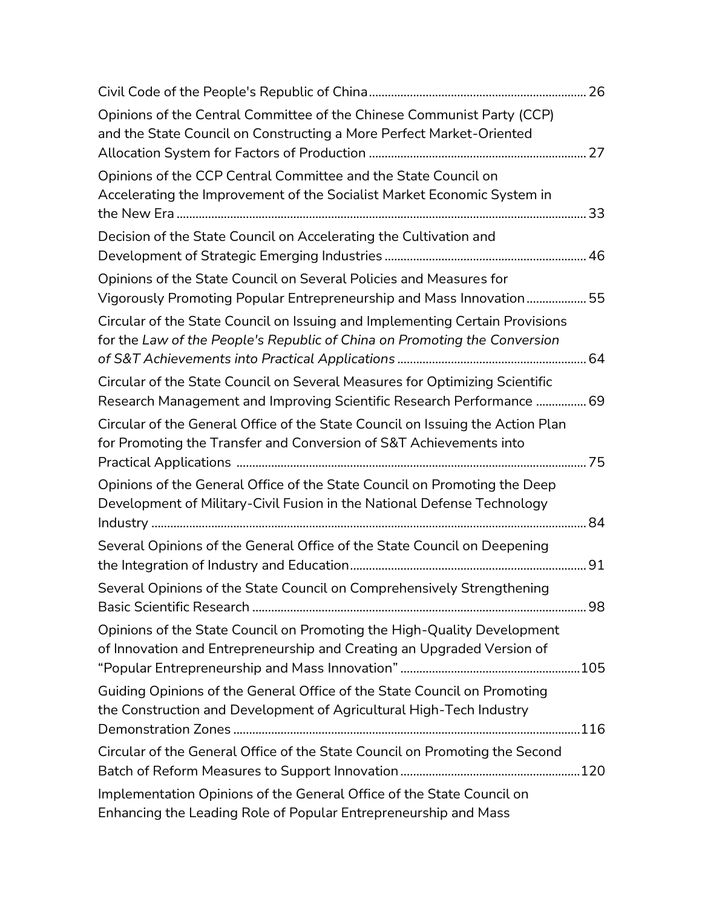Civil Code of the People's Republic of China ..................................................................... 26

Opinions of the Central Committee of the Chinese Communist Party (CCP) and the State Council on Constructing a More Perfect Market-Oriented Allocation System for Factors of Production ..................................................................... 27

Opinions of the CCP Central Committee and the State Council on Accelerating the Improvement of the Socialist Market Economic System in the New Era ..................................................................................................................... 33

Decision of the State Council on Accelerating the Cultivation and Development of Strategic Emerging Industries ................................................................ 46

Opinions of the State Council on Several Policies and Measures for Vigorously Promoting Popular Entrepreneurship and Mass Innovation ................... 55

Circular of the State Council on Issuing and Implementing Certain Provisions for the *Law of the People's Republic of China on Promoting the Conversion of S&T Achievements into Practical Applications* ........................................................... 64

Circular of the State Council on Several Measures for Optimizing Scientific Research Management and Improving Scientific Research Performance ................ 69

Circular of the General Office of the State Council on Issuing the Action Plan for Promoting the Transfer and Conversion of S&T Achievements into Practical Applications ................................................................................................ 75

Opinions of the General Office of the State Council on Promoting the Deep Development of Military-Civil Fusion in the National Defense Technology Industry ............................................................................................................................ 84

Several Opinions of the General Office of the State Council on Deepening the Integration of Industry and Education .......................................................................... 91

Several Opinions of the State Council on Comprehensively Strengthening Basic Scientific Research ........................................................................................................ 98

Opinions of the State Council on Promoting the High-Quality Development of Innovation and Entrepreneurship and Creating an Upgraded Version of "Popular Entrepreneurship and Mass Innovation" ........................................................ 105

Guiding Opinions of the General Office of the State Council on Promoting the Construction and Development of Agricultural High-Tech Industry Demonstration Zones ............................................................................................................ 116

Circular of the General Office of the State Council on Promoting the Second Batch of Reform Measures to Support Innovation ........................................................ 120

Implementation Opinions of the General Office of the State Council on Enhancing the Leading Role of Popular Entrepreneurship and Mass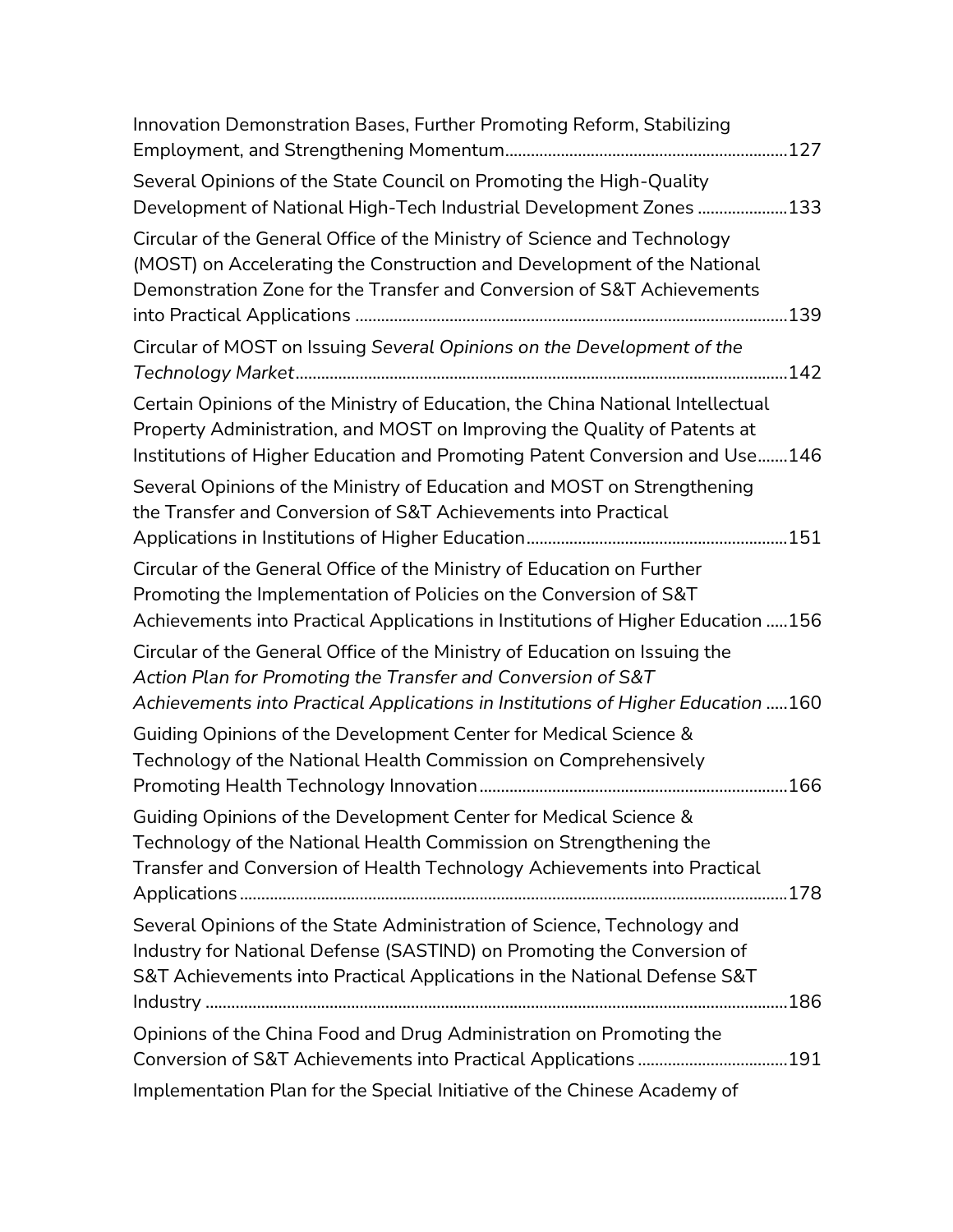Innovation Demonstration Bases, Further Promoting Reform, Stabilizing Employment, and Strengthening Momentum.................................................................127

Several Opinions of the State Council on Promoting the High-Quality Development of National High-Tech Industrial Development Zones .....................133

Circular of the General Office of the Ministry of Science and Technology (MOST) on Accelerating the Construction and Development of the National Demonstration Zone for the Transfer and Conversion of S&T Achievements into Practical Applications ....................................................................................................139

Circular of MOST on Issuing *Several Opinions on the Development of the Technology Market*..................................................................................................................142

Certain Opinions of the Ministry of Education, the China National Intellectual Property Administration, and MOST on Improving the Quality of Patents at Institutions of Higher Education and Promoting Patent Conversion and Use.......146

Several Opinions of the Ministry of Education and MOST on Strengthening the Transfer and Conversion of S&T Achievements into Practical Applications in Institutions of Higher Education............................................................151

Circular of the General Office of the Ministry of Education on Further Promoting the Implementation of Policies on the Conversion of S&T Achievements into Practical Applications in Institutions of Higher Education .....156

Circular of the General Office of the Ministry of Education on Issuing the *Action Plan for Promoting the Transfer and Conversion of S&T Achievements into Practical Applications in Institutions of Higher Education* .....160

Guiding Opinions of the Development Center for Medical Science & Technology of the National Health Commission on Comprehensively Promoting Health Technology Innovation.......................................................................166

Guiding Opinions of the Development Center for Medical Science & Technology of the National Health Commission on Strengthening the Transfer and Conversion of Health Technology Achievements into Practical Applications..............................................................................................................................178

Several Opinions of the State Administration of Science, Technology and Industry for National Defense (SASTIND) on Promoting the Conversion of S&T Achievements into Practical Applications in the National Defense S&T Industry .......................................................................................................................186

Opinions of the China Food and Drug Administration on Promoting the Conversion of S&T Achievements into Practical Applications ..................................191

Implementation Plan for the Special Initiative of the Chinese Academy of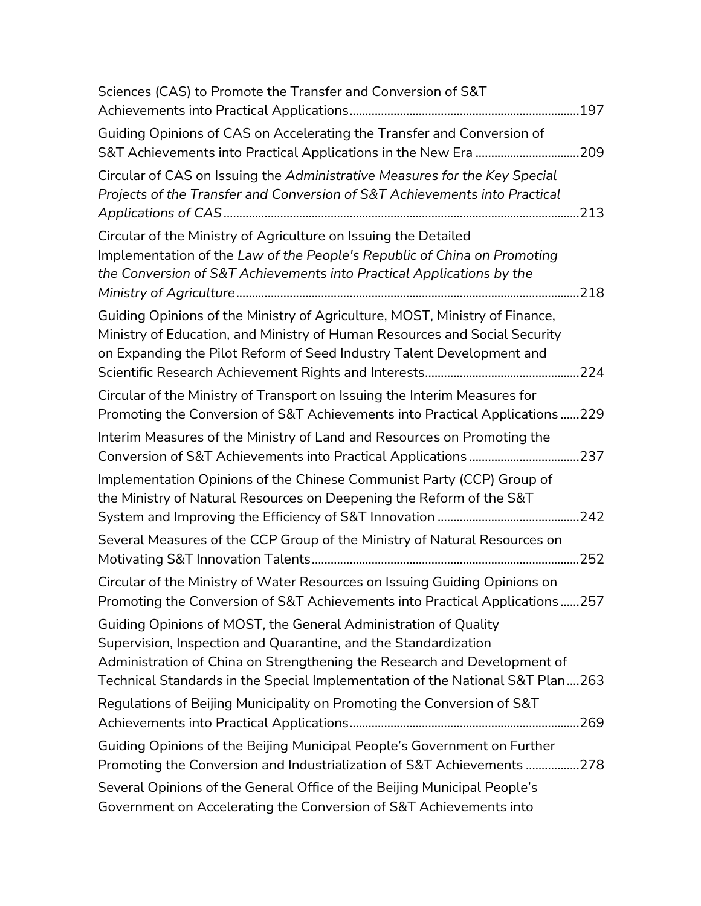Sciences (CAS) to Promote the Transfer and Conversion of S&T Achievements into Practical Applications........................................................................197

Guiding Opinions of CAS on Accelerating the Transfer and Conversion of S&T Achievements into Practical Applications in the New Era ................................209

Circular of CAS on Issuing the *Administrative Measures for the Key Special Projects of the Transfer and Conversion of S&T Achievements into Practical Applications of CAS*................................................................................................................213

Circular of the Ministry of Agriculture on Issuing the Detailed Implementation of the *Law of the People's Republic of China on Promoting the Conversion of S&T Achievements into Practical Applications by the Ministry of Agriculture*............................................................................................................218

Guiding Opinions of the Ministry of Agriculture, MOST, Ministry of Finance, Ministry of Education, and Ministry of Human Resources and Social Security on Expanding the Pilot Reform of Seed Industry Talent Development and Scientific Research Achievement Rights and Interests................................................224

Circular of the Ministry of Transport on Issuing the Interim Measures for Promoting the Conversion of S&T Achievements into Practical Applications......229

Interim Measures of the Ministry of Land and Resources on Promoting the Conversion of S&T Achievements into Practical Applications ..................................237

Implementation Opinions of the Chinese Communist Party (CCP) Group of the Ministry of Natural Resources on Deepening the Reform of the S&T System and Improving the Efficiency of S&T Innovation ............................................242

Several Measures of the CCP Group of the Ministry of Natural Resources on Motivating S&T Innovation Talents....................................................................................252

Circular of the Ministry of Water Resources on Issuing Guiding Opinions on Promoting the Conversion of S&T Achievements into Practical Applications......257

Guiding Opinions of MOST, the General Administration of Quality Supervision, Inspection and Quarantine, and the Standardization Administration of China on Strengthening the Research and Development of Technical Standards in the Special Implementation of the National S&T Plan....263

Regulations of Beijing Municipality on Promoting the Conversion of S&T Achievements into Practical Applications........................................................................269

Guiding Opinions of the Beijing Municipal People's Government on Further Promoting the Conversion and Industrialization of S&T Achievements .................278

Several Opinions of the General Office of the Beijing Municipal People's Government on Accelerating the Conversion of S&T Achievements into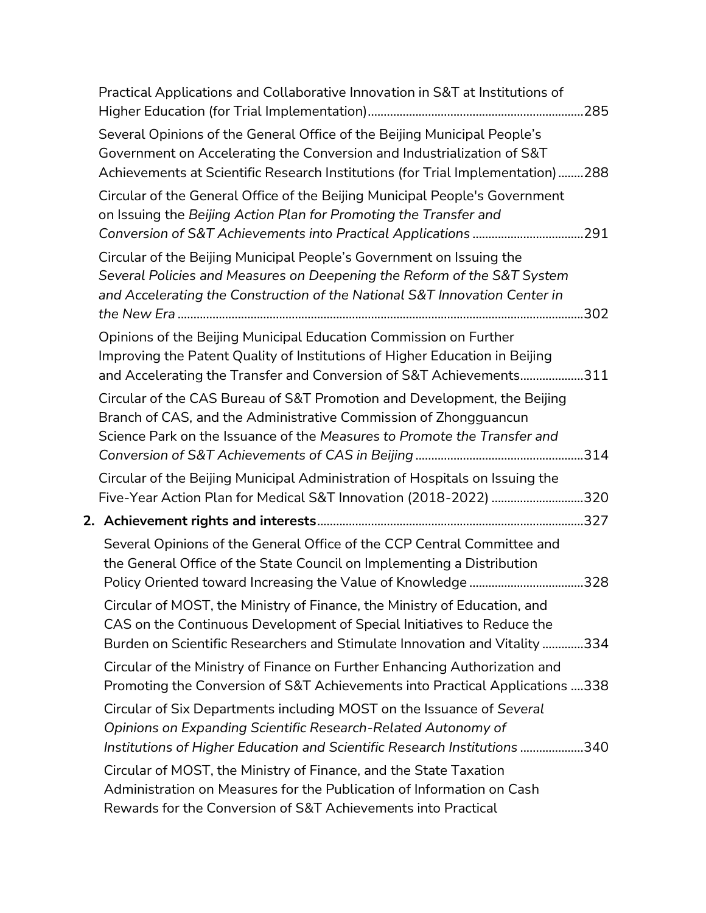Practical Applications and Collaborative Innovation in S&T at Institutions of Higher Education (for Trial Implementation)....................................................................285

Several Opinions of the General Office of the Beijing Municipal People's Government on Accelerating the Conversion and Industrialization of S&T Achievements at Scientific Research Institutions (for Trial Implementation)........288

Circular of the General Office of the Beijing Municipal People's Government on Issuing the *Beijing Action Plan for Promoting the Transfer and Conversion of S&T Achievements into Practical Applications* ..................................291

Circular of the Beijing Municipal People's Government on Issuing the *Several Policies and Measures on Deepening the Reform of the S&T System and Accelerating the Construction of the National S&T Innovation Center in the New Era* ..............................................................................................................302

Opinions of the Beijing Municipal Education Commission on Further Improving the Patent Quality of Institutions of Higher Education in Beijing and Accelerating the Transfer and Conversion of S&T Achievements...................311

Circular of the CAS Bureau of S&T Promotion and Development, the Beijing Branch of CAS, and the Administrative Commission of Zhongguancun Science Park on the Issuance of the *Measures to Promote the Transfer and Conversion of S&T Achievements of CAS in Beijing* ....................................................314

Circular of the Beijing Municipal Administration of Hospitals on Issuing the Five-Year Action Plan for Medical S&T Innovation (2018-2022) ............................320

**2. Achievement rights and interests**..................................................................................327

Several Opinions of the General Office of the CCP Central Committee and the General Office of the State Council on Implementing a Distribution Policy Oriented toward Increasing the Value of Knowledge ...................................328

Circular of MOST, the Ministry of Finance, the Ministry of Education, and CAS on the Continuous Development of Special Initiatives to Reduce the Burden on Scientific Researchers and Stimulate Innovation and Vitality ............334

Circular of the Ministry of Finance on Further Enhancing Authorization and Promoting the Conversion of S&T Achievements into Practical Applications ....338

Circular of Six Departments including MOST on the Issuance of *Several Opinions on Expanding Scientific Research-Related Autonomy of Institutions of Higher Education and Scientific Research Institutions* ...................340

Circular of MOST, the Ministry of Finance, and the State Taxation Administration on Measures for the Publication of Information on Cash Rewards for the Conversion of S&T Achievements into Practical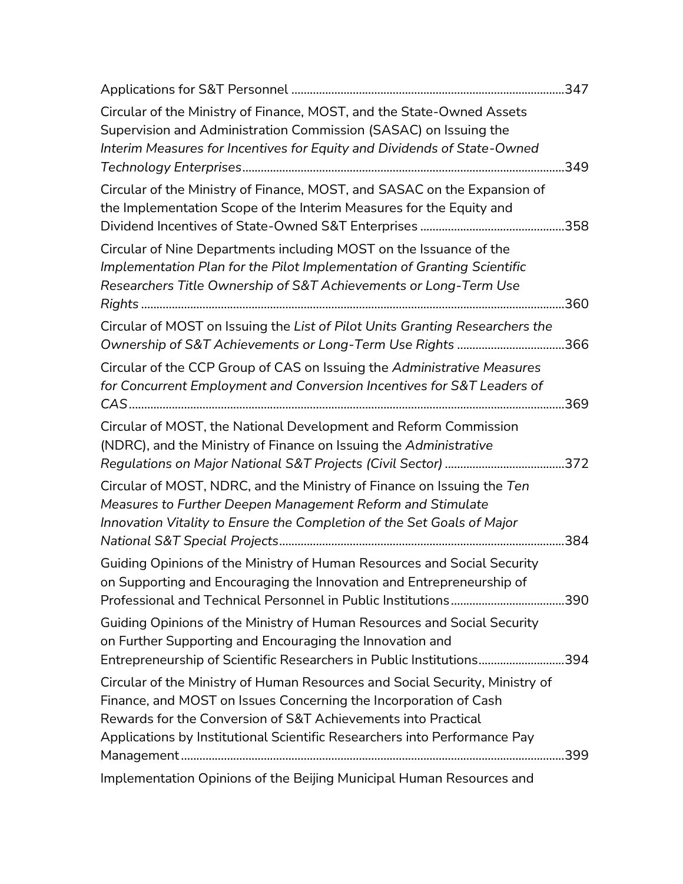Applications for S&T Personnel ........................................................................................347

Circular of the Ministry of Finance, MOST, and the State-Owned Assets Supervision and Administration Commission (SASAC) on Issuing the *Interim Measures for Incentives for Equity and Dividends of State-Owned Technology Enterprises*........................................................................................349

Circular of the Ministry of Finance, MOST, and SASAC on the Expansion of the Implementation Scope of the Interim Measures for the Equity and Dividend Incentives of State-Owned S&T Enterprises ...............................................358

Circular of Nine Departments including MOST on the Issuance of the *Implementation Plan for the Pilot Implementation of Granting Scientific Researchers Title Ownership of S&T Achievements or Long-Term Use Rights* .........................................................................................................................360

Circular of MOST on Issuing the *List of Pilot Units Granting Researchers the Ownership of S&T Achievements or Long-Term Use Rights* ...................................366

Circular of the CCP Group of CAS on Issuing the *Administrative Measures for Concurrent Employment and Conversion Incentives for S&T Leaders of CAS*.............................................................................................................................369

Circular of MOST, the National Development and Reform Commission (NDRC), and the Ministry of Finance on Issuing the *Administrative Regulations on Major National S&T Projects (Civil Sector)* .......................................372

Circular of MOST, NDRC, and the Ministry of Finance on Issuing the *Ten Measures to Further Deepen Management Reform and Stimulate Innovation Vitality to Ensure the Completion of the Set Goals of Major National S&T Special Projects*............................................................................................384

Guiding Opinions of the Ministry of Human Resources and Social Security on Supporting and Encouraging the Innovation and Entrepreneurship of Professional and Technical Personnel in Public Institutions.....................................390

Guiding Opinions of the Ministry of Human Resources and Social Security on Further Supporting and Encouraging the Innovation and Entrepreneurship of Scientific Researchers in Public Institutions............................394

Circular of the Ministry of Human Resources and Social Security, Ministry of Finance, and MOST on Issues Concerning the Incorporation of Cash Rewards for the Conversion of S&T Achievements into Practical Applications by Institutional Scientific Researchers into Performance Pay Management............................................................................................................................399

Implementation Opinions of the Beijing Municipal Human Resources and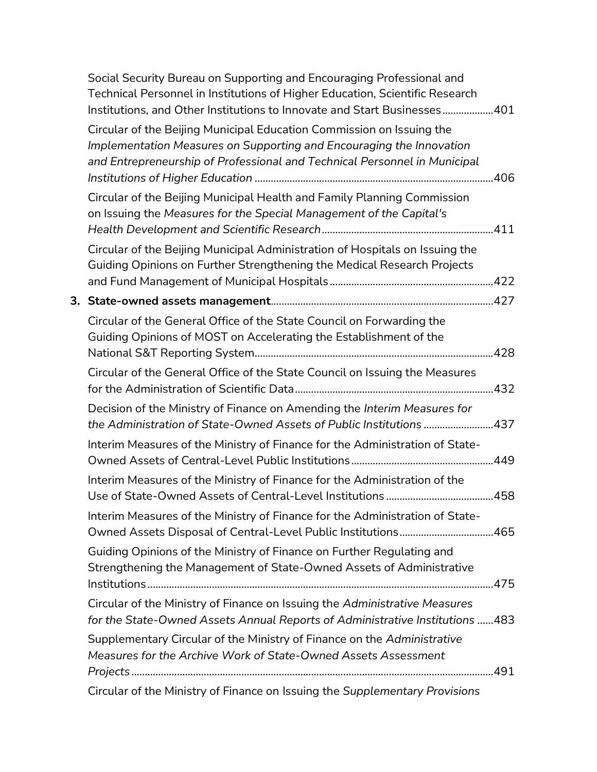Social Security Bureau on Supporting and Encouraging Professional and Technical Personnel in Institutions of Higher Education, Scientific Research Institutions, and Other Institutions to Innovate and Start Businesses..................401

Circular of the Beijing Municipal Education Commission on Issuing the *Implementation Measures on Supporting and Encouraging the Innovation and Entrepreneurship of Professional and Technical Personnel in Municipal Institutions of Higher Education* ........................................................................................406

Circular of the Beijing Municipal Health and Family Planning Commission on Issuing the *Measures for the Special Management of the Capital's Health Development and Scientific Research*..............................................................411

Circular of the Beijing Municipal Administration of Hospitals on Issuing the Guiding Opinions on Further Strengthening the Medical Research Projects and Fund Management of Municipal Hospitals............................................................422

**3. State-owned assets management**..................................................................................427

Circular of the General Office of the State Council on Forwarding the Guiding Opinions of MOST on Accelerating the Establishment of the National S&T Reporting System........................................................................................428

Circular of the General Office of the State Council on Issuing the Measures for the Administration of Scientific Data.........................................................................432

Decision of the Ministry of Finance on Amending the *Interim Measures for the Administration of State-Owned Assets of Public Institutions* .........................437

Interim Measures of the Ministry of Finance for the Administration of State-Owned Assets of Central-Level Public Institutions....................................................449

Interim Measures of the Ministry of Finance for the Administration of the Use of State-Owned Assets of Central-Level Institutions .......................................458

Interim Measures of the Ministry of Finance for the Administration of State-Owned Assets Disposal of Central-Level Public Institutions..................................465

Guiding Opinions of the Ministry of Finance on Further Regulating and Strengthening the Management of State-Owned Assets of Administrative Institutions..............................................................................................................475

Circular of the Ministry of Finance on Issuing the *Administrative Measures for the State-Owned Assets Annual Reports of Administrative Institutions* ......483

Supplementary Circular of the Ministry of Finance on the *Administrative Measures for the Archive Work of State-Owned Assets Assessment Projects*.....................................................................................................................491

Circular of the Ministry of Finance on Issuing the *Supplementary Provisions*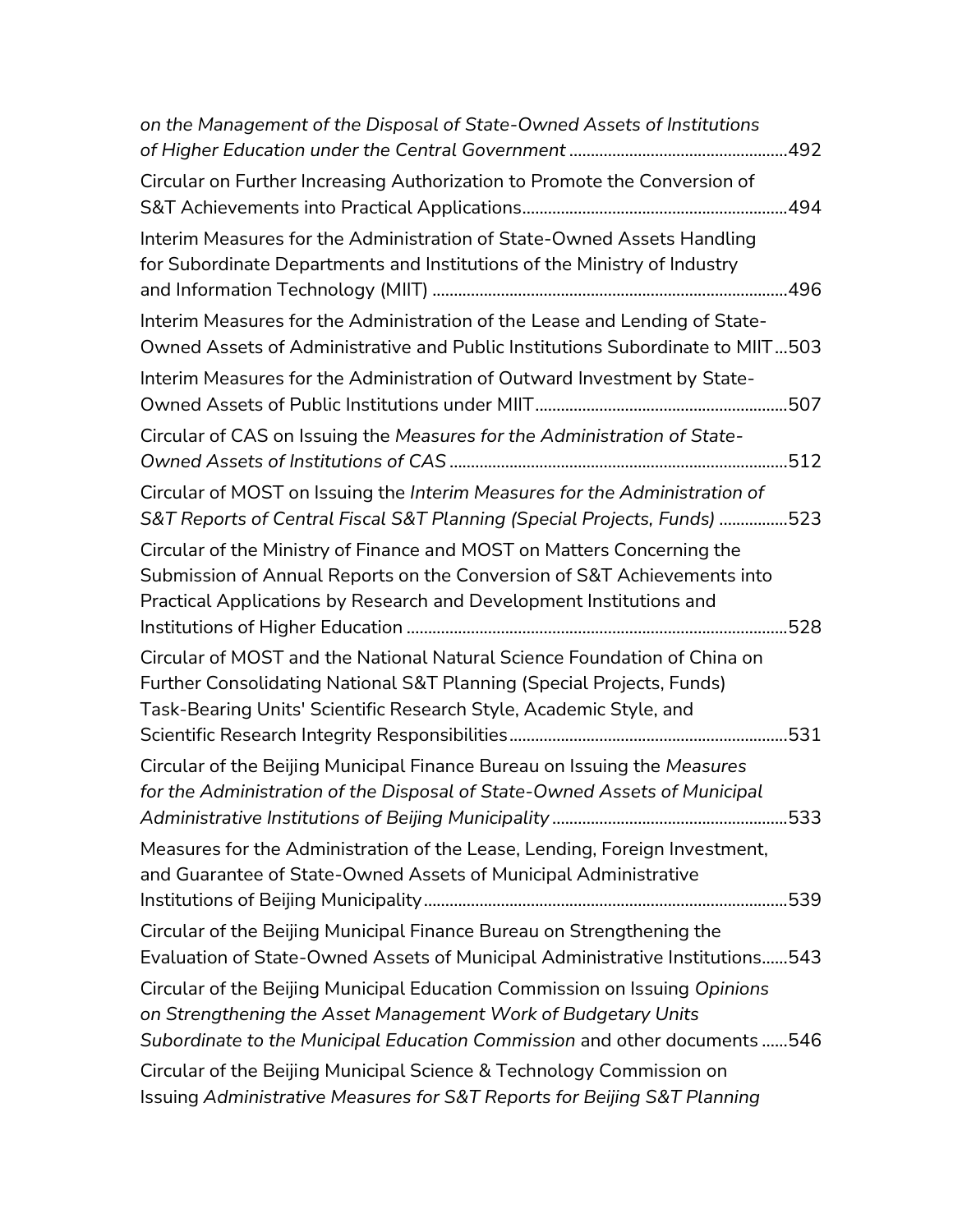*on the Management of the Disposal of State-Owned Assets of Institutions of Higher Education under the Central Government* ....................................................492

Circular on Further Increasing Authorization to Promote the Conversion of S&T Achievements into Practical Applications..............................................................494

Interim Measures for the Administration of State-Owned Assets Handling for Subordinate Departments and Institutions of the Ministry of Industry and Information Technology (MIIT) ...................................................................................496

Interim Measures for the Administration of the Lease and Lending of State-Owned Assets of Administrative and Public Institutions Subordinate to MIIT...503

Interim Measures for the Administration of Outward Investment by State-Owned Assets of Public Institutions under MIIT...........................................................507

Circular of CAS on Issuing the *Measures for the Administration of State-Owned Assets of Institutions of CAS* ..............................................................................512

Circular of MOST on Issuing the *Interim Measures for the Administration of S&T Reports of Central Fiscal S&T Planning (Special Projects, Funds)* ................523

Circular of the Ministry of Finance and MOST on Matters Concerning the Submission of Annual Reports on the Conversion of S&T Achievements into Practical Applications by Research and Development Institutions and Institutions of Higher Education .........................................................................................528

Circular of MOST and the National Natural Science Foundation of China on Further Consolidating National S&T Planning (Special Projects, Funds) Task-Bearing Units' Scientific Research Style, Academic Style, and Scientific Research Integrity Responsibilities.................................................................531

Circular of the Beijing Municipal Finance Bureau on Issuing the *Measures for the Administration of the Disposal of State-Owned Assets of Municipal Administrative Institutions of Beijing Municipality* .......................................................533

Measures for the Administration of the Lease, Lending, Foreign Investment, and Guarantee of State-Owned Assets of Municipal Administrative Institutions of Beijing Municipality.....................................................................................539

Circular of the Beijing Municipal Finance Bureau on Strengthening the Evaluation of State-Owned Assets of Municipal Administrative Institutions......543

Circular of the Beijing Municipal Education Commission on Issuing *Opinions on Strengthening the Asset Management Work of Budgetary Units Subordinate to the Municipal Education Commission* and other documents ......546

Circular of the Beijing Municipal Science & Technology Commission on Issuing *Administrative Measures for S&T Reports for Beijing S&T Planning*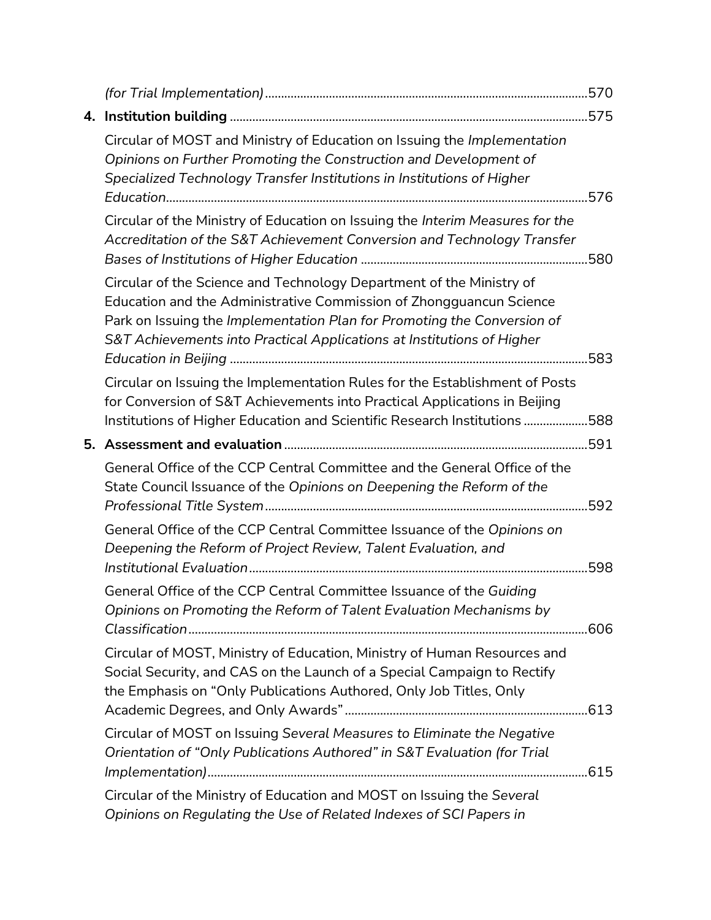*(for Trial Implementation)* ....................................................................................................570

**4. Institution building** ...............................................................................................................575

Circular of MOST and Ministry of Education on Issuing the *Implementation Opinions on Further Promoting the Construction and Development of Specialized Technology Transfer Institutions in Institutions of Higher Education*..................................................................................................................576

Circular of the Ministry of Education on Issuing the *Interim Measures for the Accreditation of the S&T Achievement Conversion and Technology Transfer Bases of Institutions of Higher Education* ......................................................................580

Circular of the Science and Technology Department of the Ministry of Education and the Administrative Commission of Zhongguancun Science Park on Issuing the *Implementation Plan for Promoting the Conversion of S&T Achievements into Practical Applications at Institutions of Higher Education in Beijing* ...............................................................................................................583

Circular on Issuing the Implementation Rules for the Establishment of Posts for Conversion of S&T Achievements into Practical Applications in Beijing Institutions of Higher Education and Scientific Research Institutions ....................588

**5. Assessment and evaluation** .............................................................................................591

General Office of the CCP Central Committee and the General Office of the State Council Issuance of the *Opinions on Deepening the Reform of the Professional Title System*....................................................................................................592

General Office of the CCP Central Committee Issuance of the *Opinions on Deepening the Reform of Project Review, Talent Evaluation, and Institutional Evaluation*.........................................................................................................598

General Office of the CCP Central Committee Issuance of the *Guiding Opinions on Promoting the Reform of Talent Evaluation Mechanisms by Classification*...........................................................................................................................606

Circular of MOST, Ministry of Education, Ministry of Human Resources and Social Security, and CAS on the Launch of a Special Campaign to Rectify the Emphasis on "Only Publications Authored, Only Job Titles, Only Academic Degrees, and Only Awards"...........................................................................613

Circular of MOST on Issuing *Several Measures to Eliminate the Negative Orientation of "Only Publications Authored" in S&T Evaluation (for Trial Implementation)*......................................................................................................................615

Circular of the Ministry of Education and MOST on Issuing the *Several Opinions on Regulating the Use of Related Indexes of SCI Papers in*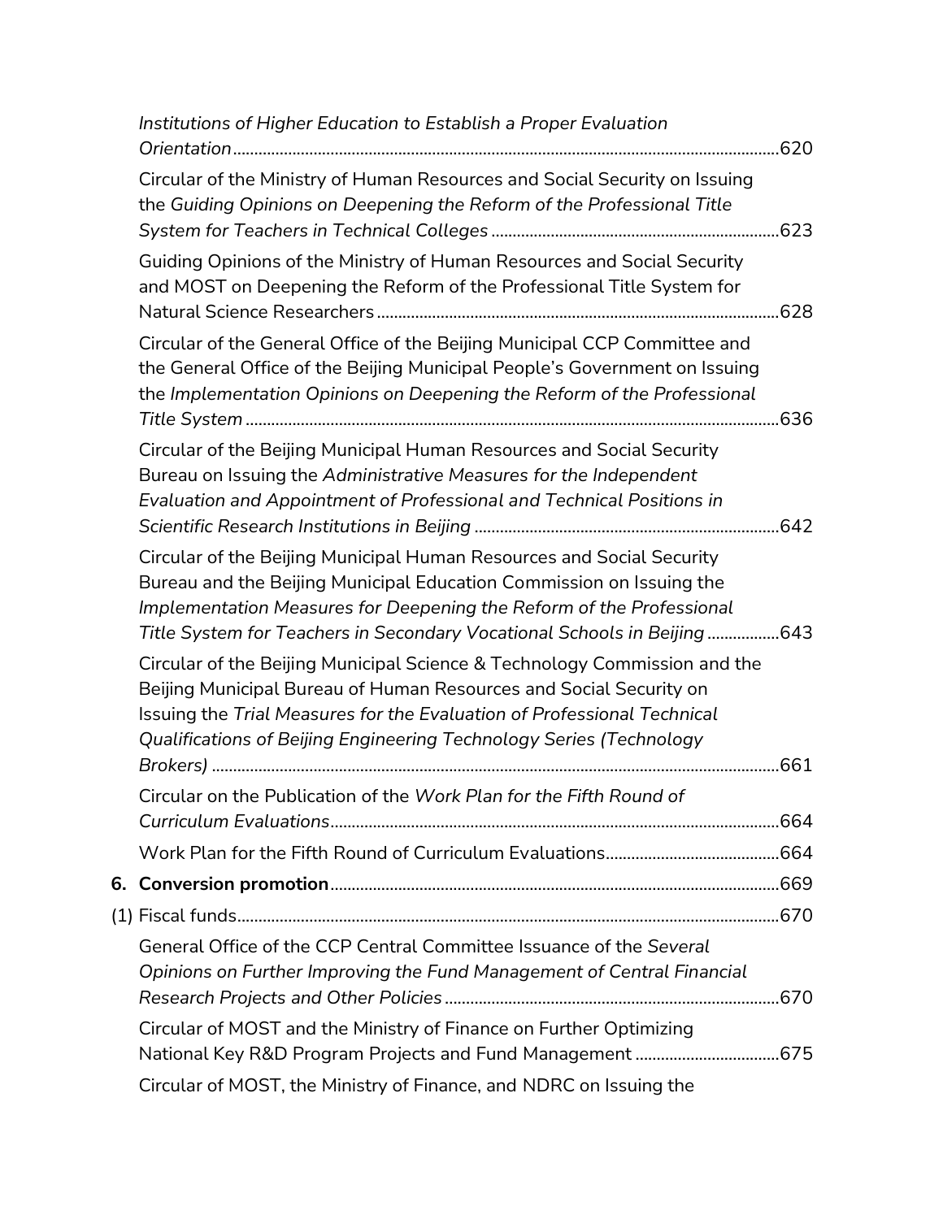*Institutions of Higher Education to Establish a Proper Evaluation Orientation*......620

Circular of the Ministry of Human Resources and Social Security on Issuing the *Guiding Opinions on Deepening the Reform of the Professional Title System for Teachers in Technical Colleges*......623

Guiding Opinions of the Ministry of Human Resources and Social Security and MOST on Deepening the Reform of the Professional Title System for Natural Science Researchers......628

Circular of the General Office of the Beijing Municipal CCP Committee and the General Office of the Beijing Municipal People's Government on Issuing the *Implementation Opinions on Deepening the Reform of the Professional Title System*......636

Circular of the Beijing Municipal Human Resources and Social Security Bureau on Issuing the *Administrative Measures for the Independent Evaluation and Appointment of Professional and Technical Positions in Scientific Research Institutions in Beijing*......642

Circular of the Beijing Municipal Human Resources and Social Security Bureau and the Beijing Municipal Education Commission on Issuing the *Implementation Measures for Deepening the Reform of the Professional Title System for Teachers in Secondary Vocational Schools in Beijing*......643

Circular of the Beijing Municipal Science & Technology Commission and the Beijing Municipal Bureau of Human Resources and Social Security on Issuing the *Trial Measures for the Evaluation of Professional Technical Qualifications of Beijing Engineering Technology Series (Technology Brokers)*......661

Circular on the Publication of the *Work Plan for the Fifth Round of Curriculum Evaluations*......664

Work Plan for the Fifth Round of Curriculum Evaluations......664

**6. Conversion promotion**......669

(1) Fiscal funds......670

General Office of the CCP Central Committee Issuance of the *Several Opinions on Further Improving the Fund Management of Central Financial Research Projects and Other Policies*......670

Circular of MOST and the Ministry of Finance on Further Optimizing National Key R&D Program Projects and Fund Management......675

Circular of MOST, the Ministry of Finance, and NDRC on Issuing the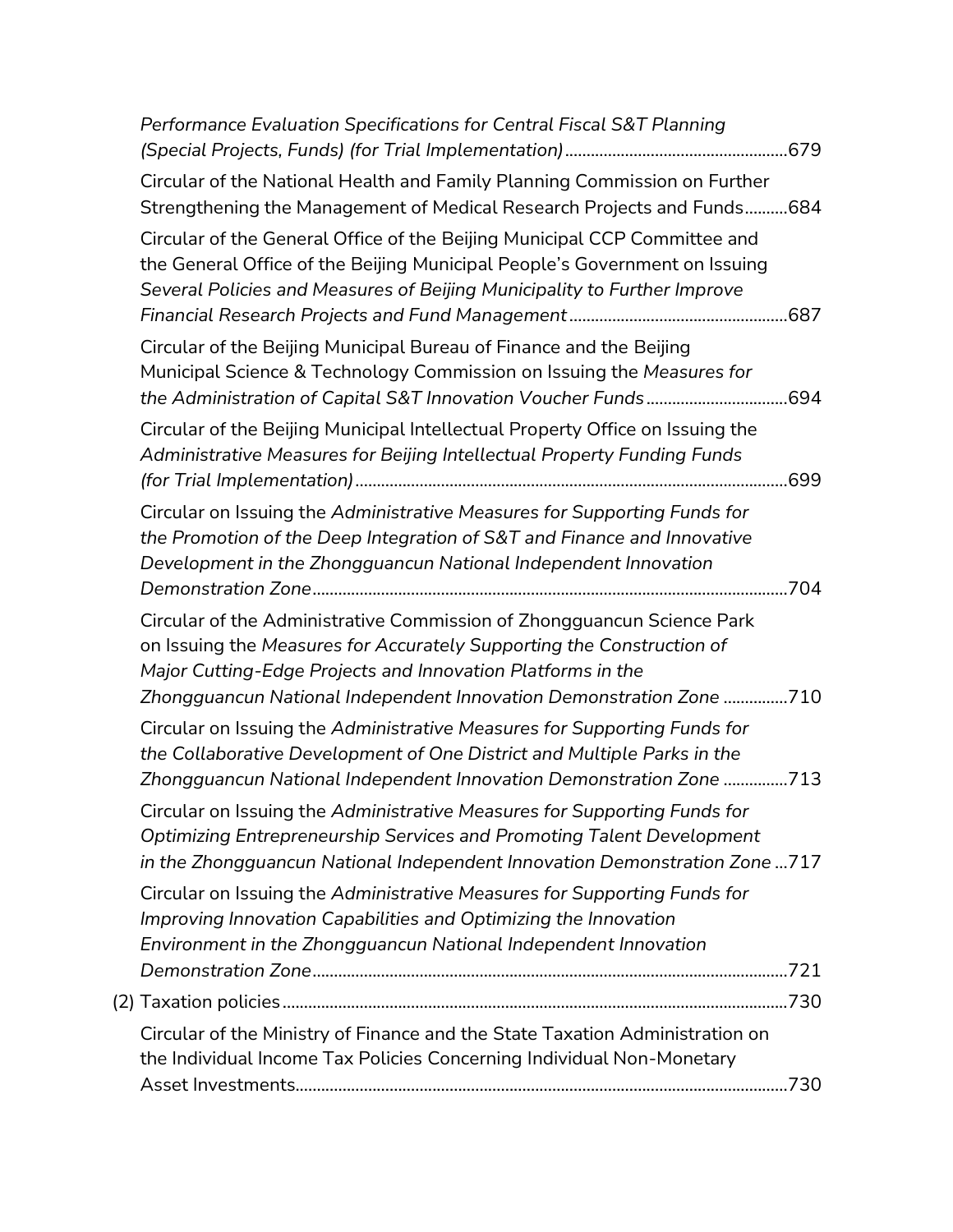*Performance Evaluation Specifications for Central Fiscal S&T Planning (Special Projects, Funds) (for Trial Implementation)*....................................................679

Circular of the National Health and Family Planning Commission on Further Strengthening the Management of Medical Research Projects and Funds..........684

Circular of the General Office of the Beijing Municipal CCP Committee and the General Office of the Beijing Municipal People's Government on Issuing *Several Policies and Measures of Beijing Municipality to Further Improve Financial Research Projects and Fund Management*...................................................687

Circular of the Beijing Municipal Bureau of Finance and the Beijing Municipal Science & Technology Commission on Issuing the *Measures for the Administration of Capital S&T Innovation Voucher Funds*.................................694

Circular of the Beijing Municipal Intellectual Property Office on Issuing the *Administrative Measures for Beijing Intellectual Property Funding Funds (for Trial Implementation)*....................................................................................................699

Circular on Issuing the *Administrative Measures for Supporting Funds for the Promotion of the Deep Integration of S&T and Finance and Innovative Development in the Zhongguancun National Independent Innovation Demonstration Zone*..............................................................................................................704

Circular of the Administrative Commission of Zhongguancun Science Park on Issuing the *Measures for Accurately Supporting the Construction of Major Cutting-Edge Projects and Innovation Platforms in the Zhongguancun National Independent Innovation Demonstration Zone* ...............710

Circular on Issuing the *Administrative Measures for Supporting Funds for the Collaborative Development of One District and Multiple Parks in the Zhongguancun National Independent Innovation Demonstration Zone* ...............713

Circular on Issuing the *Administrative Measures for Supporting Funds for Optimizing Entrepreneurship Services and Promoting Talent Development in the Zhongguancun National Independent Innovation Demonstration Zone* ...717

Circular on Issuing the *Administrative Measures for Supporting Funds for Improving Innovation Capabilities and Optimizing the Innovation Environment in the Zhongguancun National Independent Innovation Demonstration Zone*..............................................................................................................721

(2) Taxation policies.....................................................................................................................730

Circular of the Ministry of Finance and the State Taxation Administration on the Individual Income Tax Policies Concerning Individual Non-Monetary Asset Investments..................................................................................................................730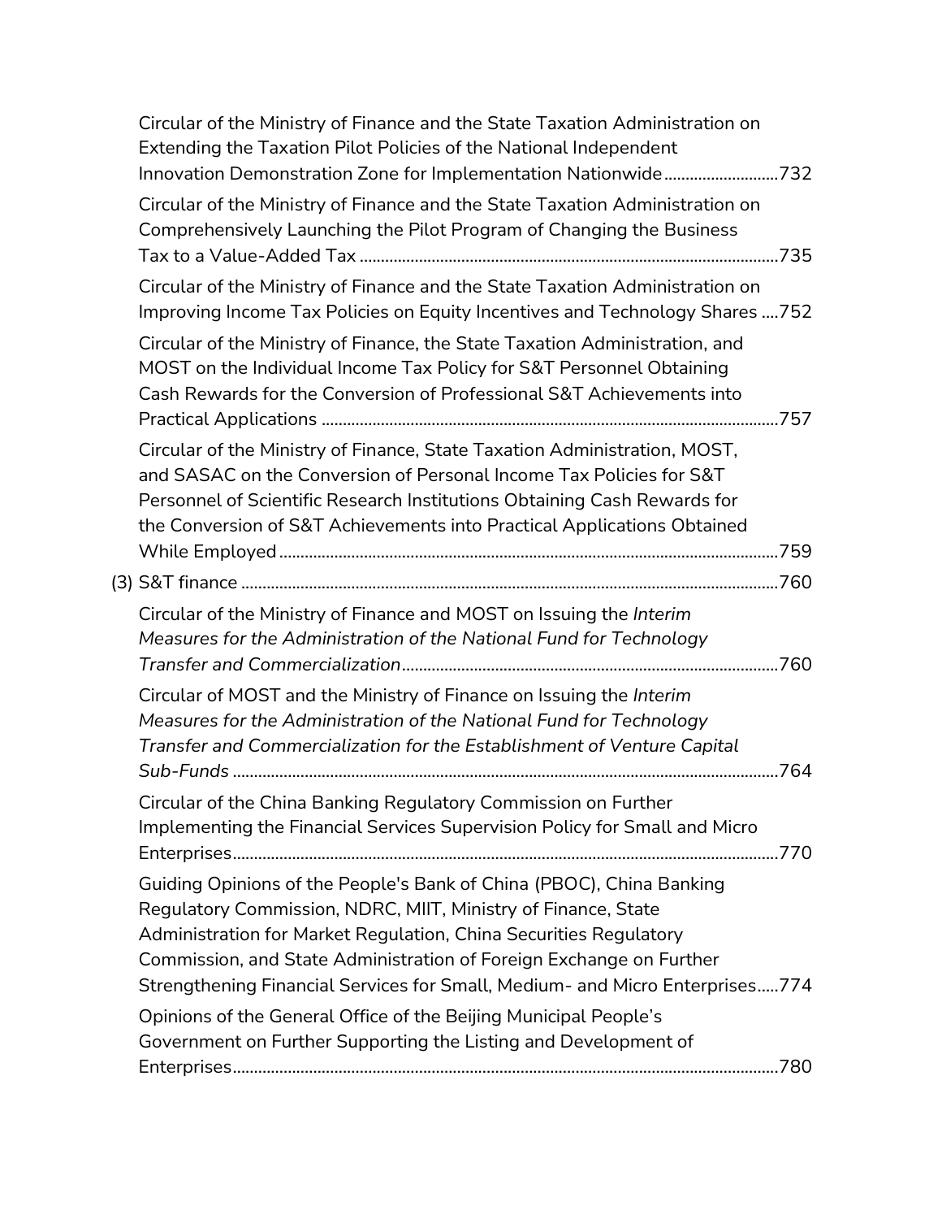Circular of the Ministry of Finance and the State Taxation Administration on Extending the Taxation Pilot Policies of the National Independent Innovation Demonstration Zone for Implementation Nationwide..........................732

Circular of the Ministry of Finance and the State Taxation Administration on Comprehensively Launching the Pilot Program of Changing the Business Tax to a Value-Added Tax ..................................................................................................735

Circular of the Ministry of Finance and the State Taxation Administration on Improving Income Tax Policies on Equity Incentives and Technology Shares ....752

Circular of the Ministry of Finance, the State Taxation Administration, and MOST on the Individual Income Tax Policy for S&T Personnel Obtaining Cash Rewards for the Conversion of Professional S&T Achievements into Practical Applications ..........................................................................................................757

Circular of the Ministry of Finance, State Taxation Administration, MOST, and SASAC on the Conversion of Personal Income Tax Policies for S&T Personnel of Scientific Research Institutions Obtaining Cash Rewards for the Conversion of S&T Achievements into Practical Applications Obtained While Employed.....................................................................................................................759

(3) S&T finance .............................................................................................................760

Circular of the Ministry of Finance and MOST on Issuing the *Interim Measures for the Administration of the National Fund for Technology Transfer and Commercialization*........................................................................................760

Circular of MOST and the Ministry of Finance on Issuing the *Interim Measures for the Administration of the National Fund for Technology Transfer and Commercialization for the Establishment of Venture Capital Sub-Funds* ..............................................................................................................................764

Circular of the China Banking Regulatory Commission on Further Implementing the Financial Services Supervision Policy for Small and Micro Enterprises...............................................................................................................................770

Guiding Opinions of the People's Bank of China (PBOC), China Banking Regulatory Commission, NDRC, MIIT, Ministry of Finance, State Administration for Market Regulation, China Securities Regulatory Commission, and State Administration of Foreign Exchange on Further Strengthening Financial Services for Small, Medium- and Micro Enterprises.....774

Opinions of the General Office of the Beijing Municipal People's Government on Further Supporting the Listing and Development of Enterprises...............................................................................................................................780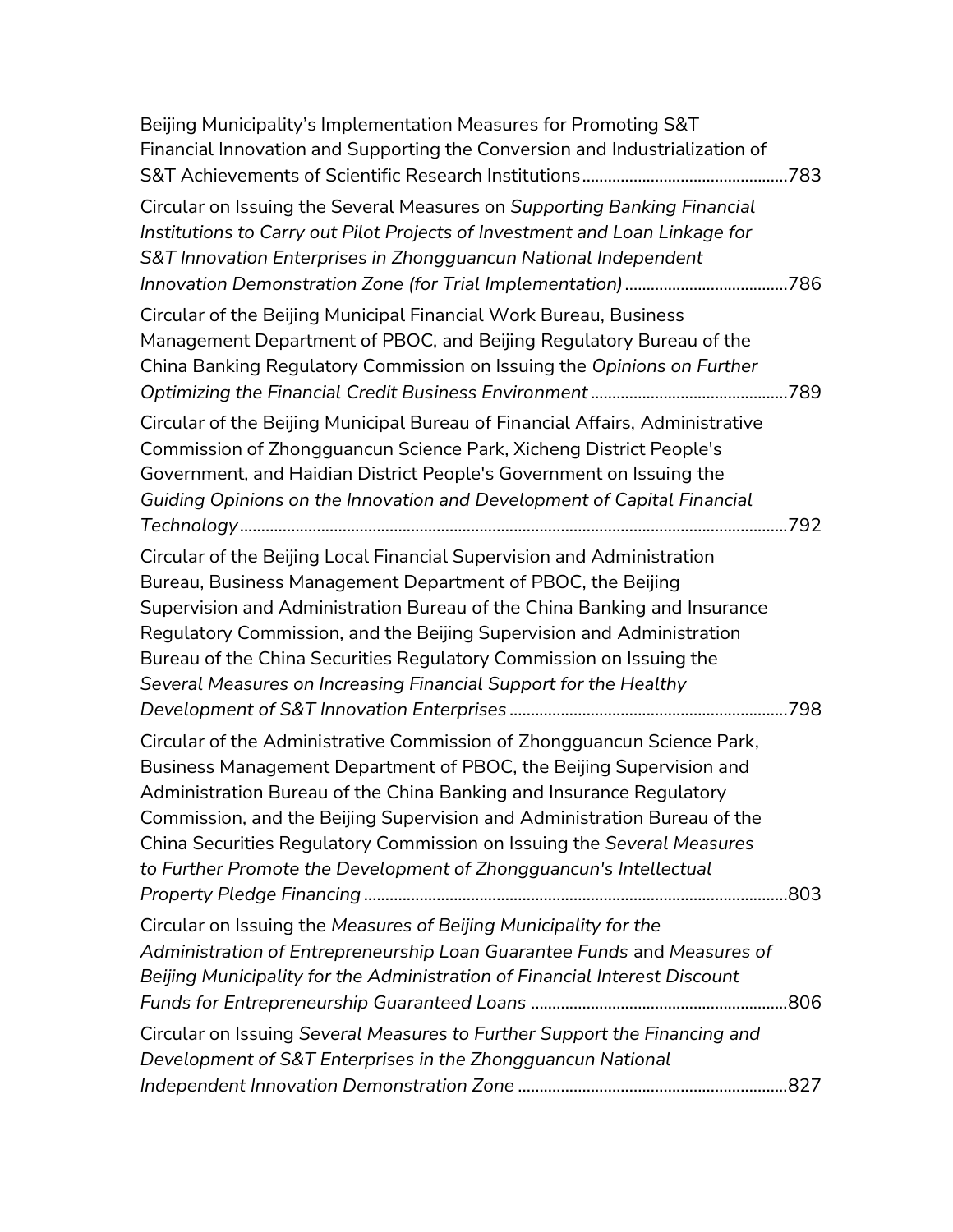Beijing Municipality's Implementation Measures for Promoting S&T Financial Innovation and Supporting the Conversion and Industrialization of S&T Achievements of Scientific Research Institutions ................................................783

Circular on Issuing the Several Measures on *Supporting Banking Financial Institutions to Carry out Pilot Projects of Investment and Loan Linkage for S&T Innovation Enterprises in Zhongguancun National Independent Innovation Demonstration Zone (for Trial Implementation)* ......................................786

Circular of the Beijing Municipal Financial Work Bureau, Business Management Department of PBOC, and Beijing Regulatory Bureau of the China Banking Regulatory Commission on Issuing the *Opinions on Further Optimizing the Financial Credit Business Environment* ..............................................789

Circular of the Beijing Municipal Bureau of Financial Affairs, Administrative Commission of Zhongguancun Science Park, Xicheng District People's Government, and Haidian District People's Government on Issuing the *Guiding Opinions on the Innovation and Development of Capital Financial Technology* ...............................................................................................................792

Circular of the Beijing Local Financial Supervision and Administration Bureau, Business Management Department of PBOC, the Beijing Supervision and Administration Bureau of the China Banking and Insurance Regulatory Commission, and the Beijing Supervision and Administration Bureau of the China Securities Regulatory Commission on Issuing the *Several Measures on Increasing Financial Support for the Healthy Development of S&T Innovation Enterprises* .................................................................798

Circular of the Administrative Commission of Zhongguancun Science Park, Business Management Department of PBOC, the Beijing Supervision and Administration Bureau of the China Banking and Insurance Regulatory Commission, and the Beijing Supervision and Administration Bureau of the China Securities Regulatory Commission on Issuing the *Several Measures to Further Promote the Development of Zhongguancun's Intellectual Property Pledge Financing* ..................................................................................................803

Circular on Issuing the *Measures of Beijing Municipality for the Administration of Entrepreneurship Loan Guarantee Funds* and *Measures of Beijing Municipality for the Administration of Financial Interest Discount Funds for Entrepreneurship Guaranteed Loans* ............................................................806

Circular on Issuing *Several Measures to Further Support the Financing and Development of S&T Enterprises in the Zhongguancun National Independent Innovation Demonstration Zone* ..............................................................827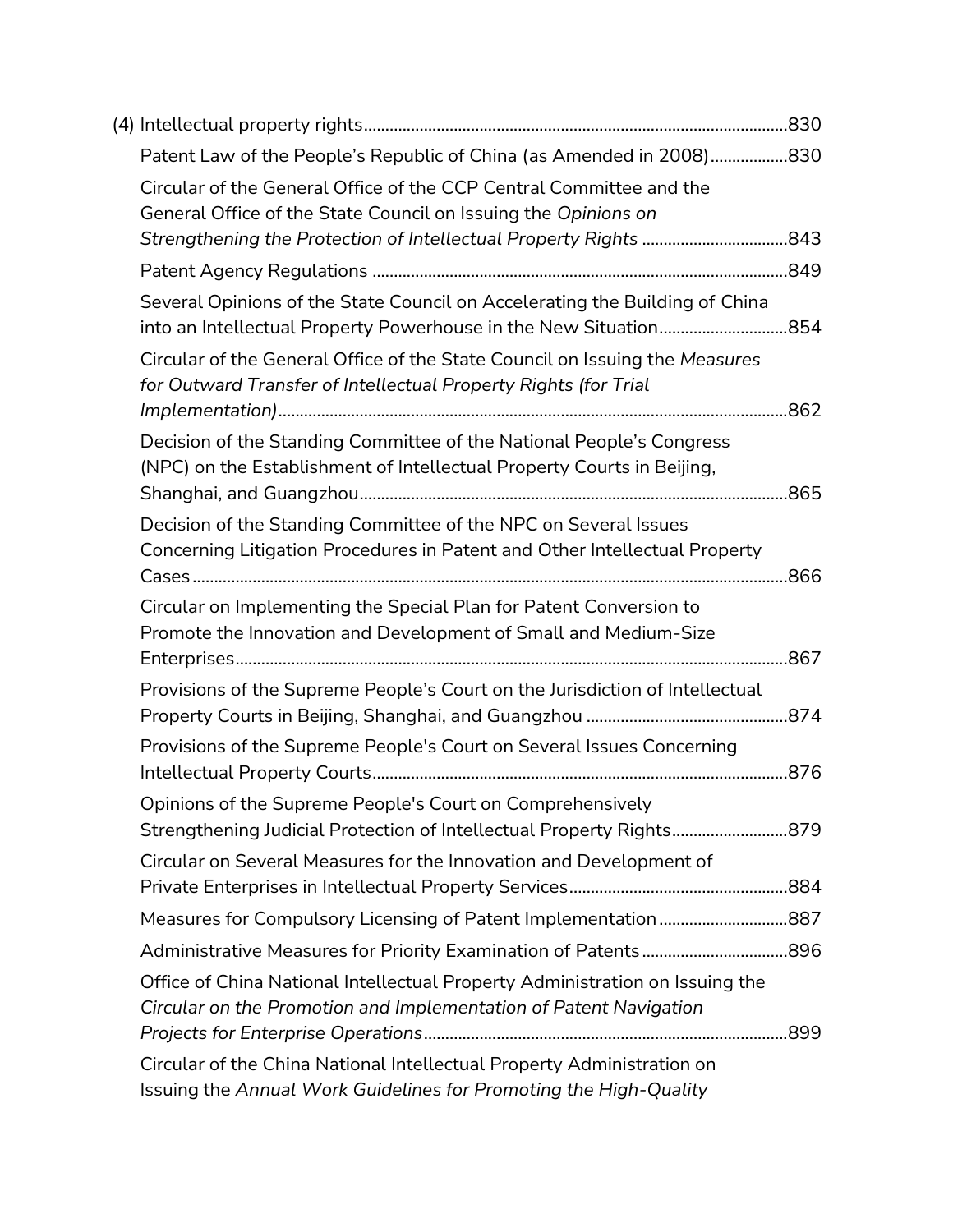(4) Intellectual property rights....830

Patent Law of the People's Republic of China (as Amended in 2008)....830

Circular of the General Office of the CCP Central Committee and the General Office of the State Council on Issuing the *Opinions on Strengthening the Protection of Intellectual Property Rights* ....843

Patent Agency Regulations ....849

Several Opinions of the State Council on Accelerating the Building of China into an Intellectual Property Powerhouse in the New Situation....854

Circular of the General Office of the State Council on Issuing the *Measures for Outward Transfer of Intellectual Property Rights (for Trial Implementation)*....862

Decision of the Standing Committee of the National People's Congress (NPC) on the Establishment of Intellectual Property Courts in Beijing, Shanghai, and Guangzhou....865

Decision of the Standing Committee of the NPC on Several Issues Concerning Litigation Procedures in Patent and Other Intellectual Property Cases....866

Circular on Implementing the Special Plan for Patent Conversion to Promote the Innovation and Development of Small and Medium-Size Enterprises....867

Provisions of the Supreme People's Court on the Jurisdiction of Intellectual Property Courts in Beijing, Shanghai, and Guangzhou ....874

Provisions of the Supreme People's Court on Several Issues Concerning Intellectual Property Courts....876

Opinions of the Supreme People's Court on Comprehensively Strengthening Judicial Protection of Intellectual Property Rights....879

Circular on Several Measures for the Innovation and Development of Private Enterprises in Intellectual Property Services....884

Measures for Compulsory Licensing of Patent Implementation....887

Administrative Measures for Priority Examination of Patents....896

Office of China National Intellectual Property Administration on Issuing the *Circular on the Promotion and Implementation of Patent Navigation Projects for Enterprise Operations*....899

Circular of the China National Intellectual Property Administration on Issuing the *Annual Work Guidelines for Promoting the High-Quality*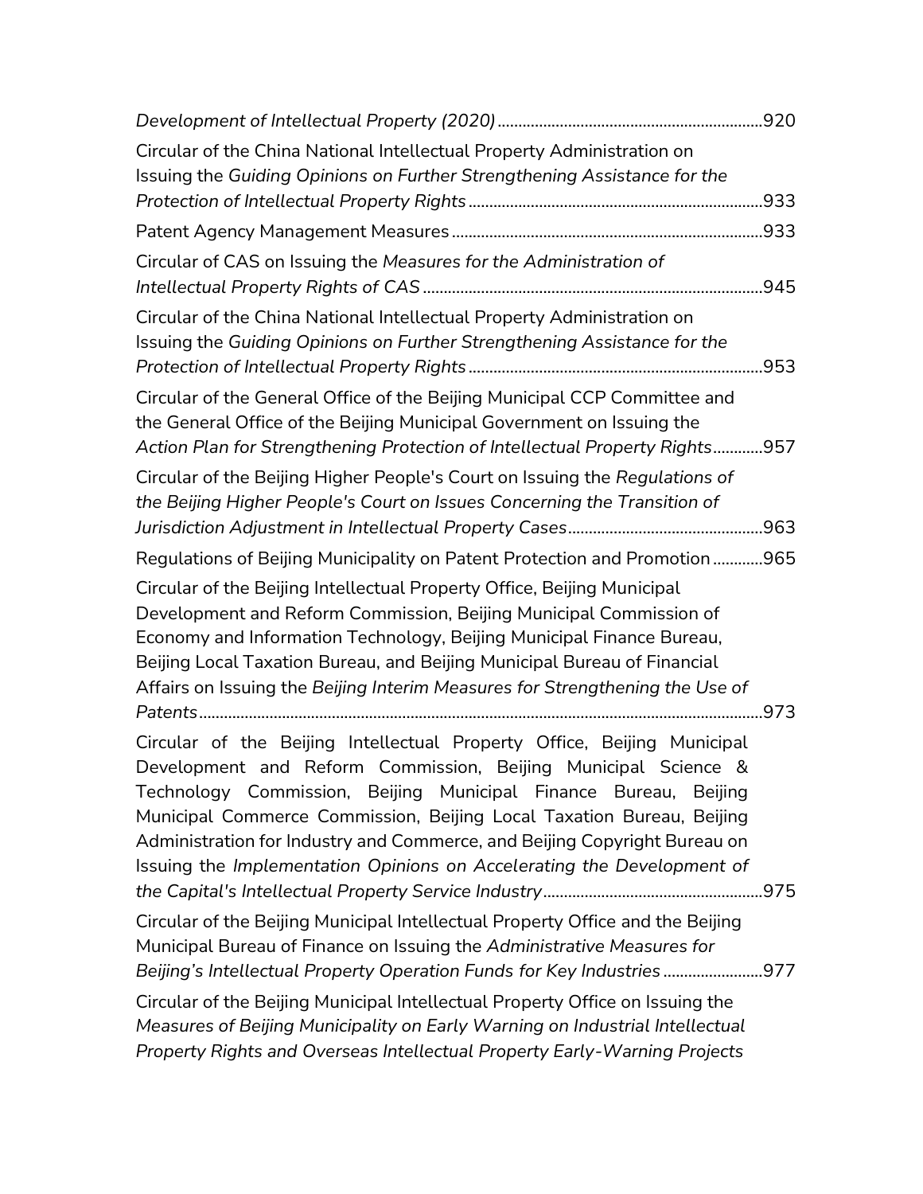*Development of Intellectual Property (2020)*.............................................................920

Circular of the China National Intellectual Property Administration on Issuing the *Guiding Opinions on Further Strengthening Assistance for the Protection of Intellectual Property Rights*.....................................................................933

Patent Agency Management Measures.........................................................................933

Circular of CAS on Issuing the *Measures for the Administration of Intellectual Property Rights of CAS*................................................................................945

Circular of the China National Intellectual Property Administration on Issuing the *Guiding Opinions on Further Strengthening Assistance for the Protection of Intellectual Property Rights*.....................................................................953

Circular of the General Office of the Beijing Municipal CCP Committee and the General Office of the Beijing Municipal Government on Issuing the *Action Plan for Strengthening Protection of Intellectual Property Rights*............957

Circular of the Beijing Higher People's Court on Issuing the *Regulations of the Beijing Higher People's Court on Issues Concerning the Transition of Jurisdiction Adjustment in Intellectual Property Cases*..............................................963

Regulations of Beijing Municipality on Patent Protection and Promotion............965

Circular of the Beijing Intellectual Property Office, Beijing Municipal Development and Reform Commission, Beijing Municipal Commission of Economy and Information Technology, Beijing Municipal Finance Bureau, Beijing Local Taxation Bureau, and Beijing Municipal Bureau of Financial Affairs on Issuing the *Beijing Interim Measures for Strengthening the Use of Patents*......................................................................................................................973

Circular of the Beijing Intellectual Property Office, Beijing Municipal Development and Reform Commission, Beijing Municipal Science & Technology Commission, Beijing Municipal Finance Bureau, Beijing Municipal Commerce Commission, Beijing Local Taxation Bureau, Beijing Administration for Industry and Commerce, and Beijing Copyright Bureau on Issuing the *Implementation Opinions on Accelerating the Development of the Capital's Intellectual Property Service Industry*....................................................975

Circular of the Beijing Municipal Intellectual Property Office and the Beijing Municipal Bureau of Finance on Issuing the *Administrative Measures for Beijing's Intellectual Property Operation Funds for Key Industries*.......................977

Circular of the Beijing Municipal Intellectual Property Office on Issuing the *Measures of Beijing Municipality on Early Warning on Industrial Intellectual Property Rights and Overseas Intellectual Property Early-Warning Projects*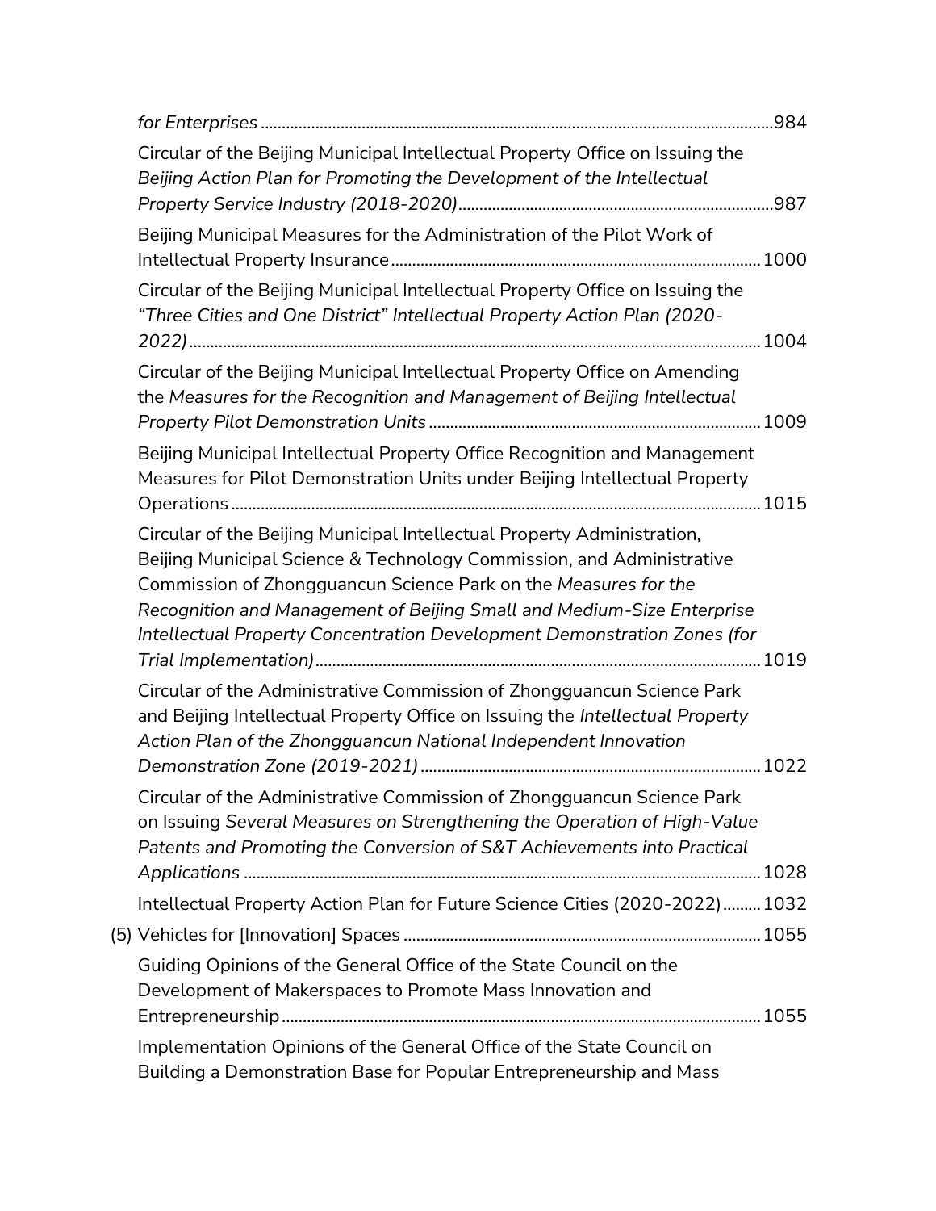*for Enterprises* .......................................................................................................................984

Circular of the Beijing Municipal Intellectual Property Office on Issuing the *Beijing Action Plan for Promoting the Development of the Intellectual Property Service Industry (2018-2020)*.........................................................................987

Beijing Municipal Measures for the Administration of the Pilot Work of Intellectual Property Insurance....................................................................................... 1000

Circular of the Beijing Municipal Intellectual Property Office on Issuing the *"Three Cities and One District" Intellectual Property Action Plan (2020-2022)*........................................................................................................................ 1004

Circular of the Beijing Municipal Intellectual Property Office on Amending the *Measures for the Recognition and Management of Beijing Intellectual Property Pilot Demonstration Units*............................................................................... 1009

Beijing Municipal Intellectual Property Office Recognition and Management Measures for Pilot Demonstration Units under Beijing Intellectual Property Operations............................................................................................................................. 1015

Circular of the Beijing Municipal Intellectual Property Administration, Beijing Municipal Science & Technology Commission, and Administrative Commission of Zhongguancun Science Park on the *Measures for the Recognition and Management of Beijing Small and Medium-Size Enterprise Intellectual Property Concentration Development Demonstration Zones (for Trial Implementation)*......................................................................................................... 1019

Circular of the Administrative Commission of Zhongguancun Science Park and Beijing Intellectual Property Office on Issuing the *Intellectual Property Action Plan of the Zhongguancun National Independent Innovation Demonstration Zone (2019-2021)*................................................................................. 1022

Circular of the Administrative Commission of Zhongguancun Science Park on Issuing *Several Measures on Strengthening the Operation of High-Value Patents and Promoting the Conversion of S&T Achievements into Practical Applications* .......................................................................................................................... 1028

Intellectual Property Action Plan for Future Science Cities (2020-2022)......... 1032

(5) Vehicles for [Innovation] Spaces ..................................................................................... 1055

Guiding Opinions of the General Office of the State Council on the Development of Makerspaces to Promote Mass Innovation and Entrepreneurship.................................................................................................................. 1055

Implementation Opinions of the General Office of the State Council on Building a Demonstration Base for Popular Entrepreneurship and Mass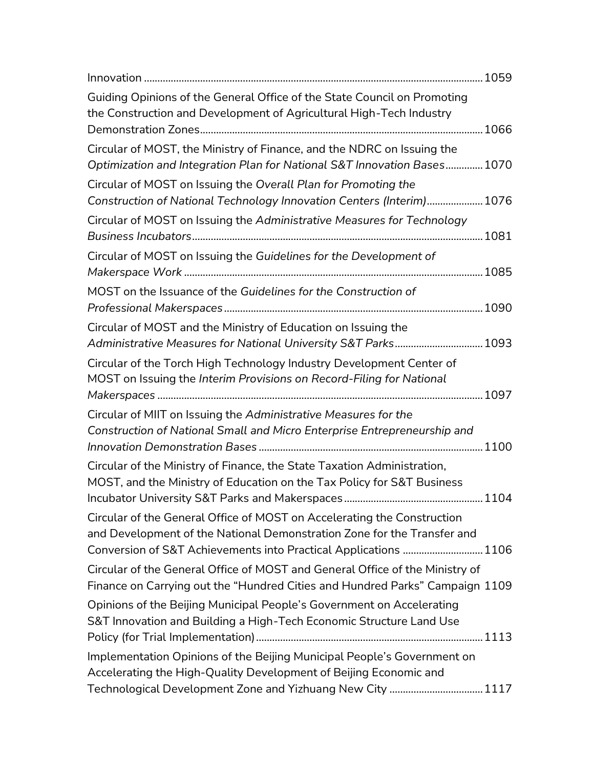Innovation ............................................................................................................. 1059

Guiding Opinions of the General Office of the State Council on Promoting the Construction and Development of Agricultural High-Tech Industry Demonstration Zones........................................................................................................ 1066

Circular of MOST, the Ministry of Finance, and the NDRC on Issuing the *Optimization and Integration Plan for National S&T Innovation Bases*............. 1070

Circular of MOST on Issuing the *Overall Plan for Promoting the Construction of National Technology Innovation Centers (Interim)*.................... 1076

Circular of MOST on Issuing the *Administrative Measures for Technology Business Incubators*........................................................................................................... 1081

Circular of MOST on Issuing the *Guidelines for the Development of Makerspace Work* .............................................................................................................. 1085

MOST on the Issuance of the *Guidelines for the Construction of Professional Makerspaces*................................................................................................ 1090

Circular of MOST and the Ministry of Education on Issuing the *Administrative Measures for National University S&T Parks*................................ 1093

Circular of the Torch High Technology Industry Development Center of MOST on Issuing the *Interim Provisions on Record-Filing for National Makerspaces* ........................................................................................................ 1097

Circular of MIIT on Issuing the *Administrative Measures for the Construction of National Small and Micro Enterprise Entrepreneurship and Innovation Demonstration Bases* ................................................................................... 1100

Circular of the Ministry of Finance, the State Taxation Administration, MOST, and the Ministry of Education on the Tax Policy for S&T Business Incubator University S&T Parks and Makerspaces.................................................... 1104

Circular of the General Office of MOST on Accelerating the Construction and Development of the National Demonstration Zone for the Transfer and Conversion of S&T Achievements into Practical Applications ............................. 1106

Circular of the General Office of MOST and General Office of the Ministry of Finance on Carrying out the "Hundred Cities and Hundred Parks" Campaign 1109

Opinions of the Beijing Municipal People's Government on Accelerating S&T Innovation and Building a High-Tech Economic Structure Land Use Policy (for Trial Implementation)................................................................................... 1113

Implementation Opinions of the Beijing Municipal People's Government on Accelerating the High-Quality Development of Beijing Economic and Technological Development Zone and Yizhuang New City .................................. 1117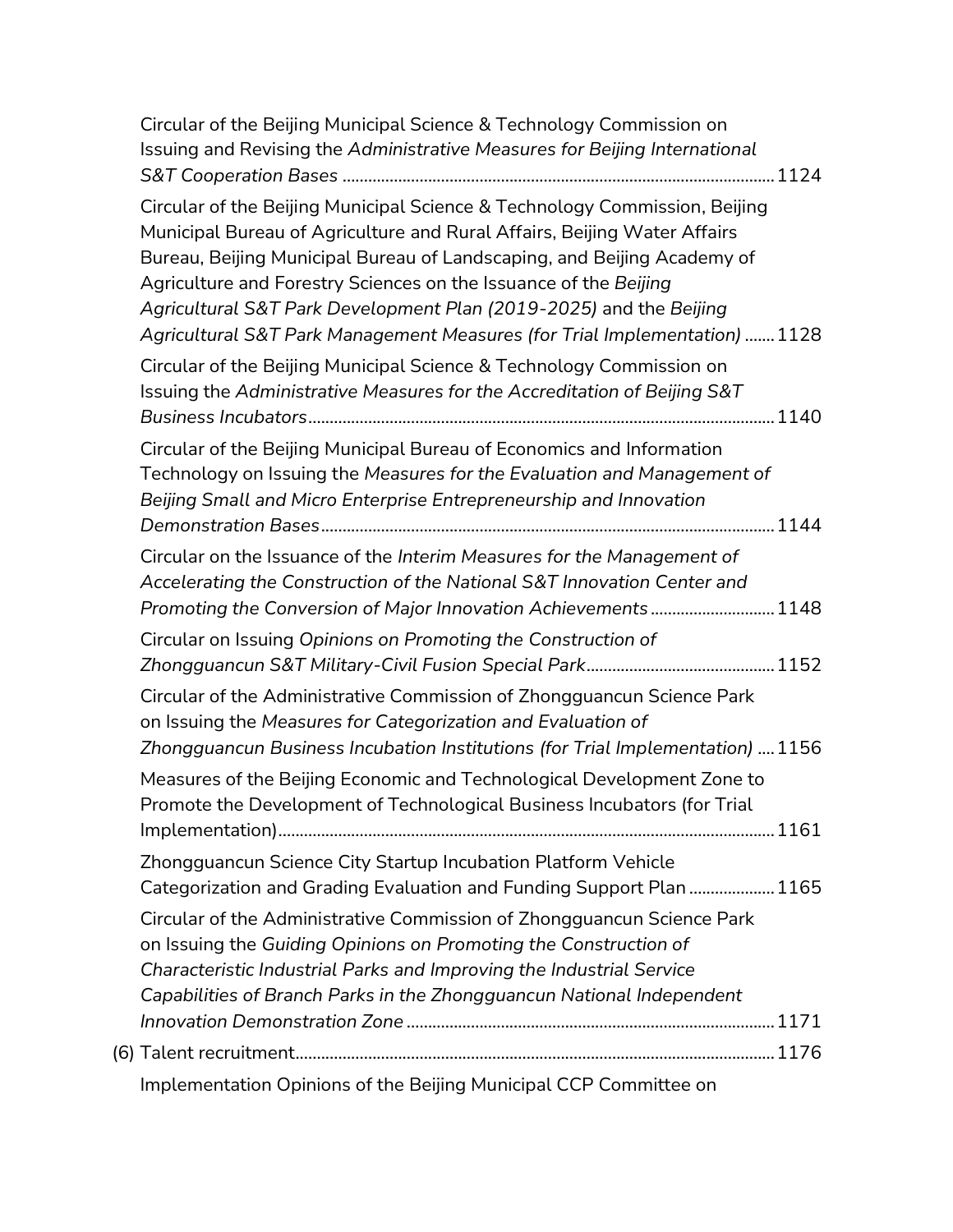Circular of the Beijing Municipal Science & Technology Commission on Issuing and Revising the *Administrative Measures for Beijing International S&T Cooperation Bases* .......... 1124

Circular of the Beijing Municipal Science & Technology Commission, Beijing Municipal Bureau of Agriculture and Rural Affairs, Beijing Water Affairs Bureau, Beijing Municipal Bureau of Landscaping, and Beijing Academy of Agriculture and Forestry Sciences on the Issuance of the *Beijing Agricultural S&T Park Development Plan (2019-2025)* and the *Beijing Agricultural S&T Park Management Measures (for Trial Implementation)* .......... 1128

Circular of the Beijing Municipal Science & Technology Commission on Issuing the *Administrative Measures for the Accreditation of Beijing S&T Business Incubators* .......... 1140

Circular of the Beijing Municipal Bureau of Economics and Information Technology on Issuing the *Measures for the Evaluation and Management of Beijing Small and Micro Enterprise Entrepreneurship and Innovation Demonstration Bases* .......... 1144

Circular on the Issuance of the *Interim Measures for the Management of Accelerating the Construction of the National S&T Innovation Center and Promoting the Conversion of Major Innovation Achievements* .......... 1148

Circular on Issuing *Opinions on Promoting the Construction of Zhongguancun S&T Military-Civil Fusion Special Park* .......... 1152

Circular of the Administrative Commission of Zhongguancun Science Park on Issuing the *Measures for Categorization and Evaluation of Zhongguancun Business Incubation Institutions (for Trial Implementation)* .......... 1156

Measures of the Beijing Economic and Technological Development Zone to Promote the Development of Technological Business Incubators (for Trial Implementation) .......... 1161

Zhongguancun Science City Startup Incubation Platform Vehicle Categorization and Grading Evaluation and Funding Support Plan .......... 1165

Circular of the Administrative Commission of Zhongguancun Science Park on Issuing the *Guiding Opinions on Promoting the Construction of Characteristic Industrial Parks and Improving the Industrial Service Capabilities of Branch Parks in the Zhongguancun National Independent Innovation Demonstration Zone* .......... 1171

(6) Talent recruitment .......... 1176

Implementation Opinions of the Beijing Municipal CCP Committee on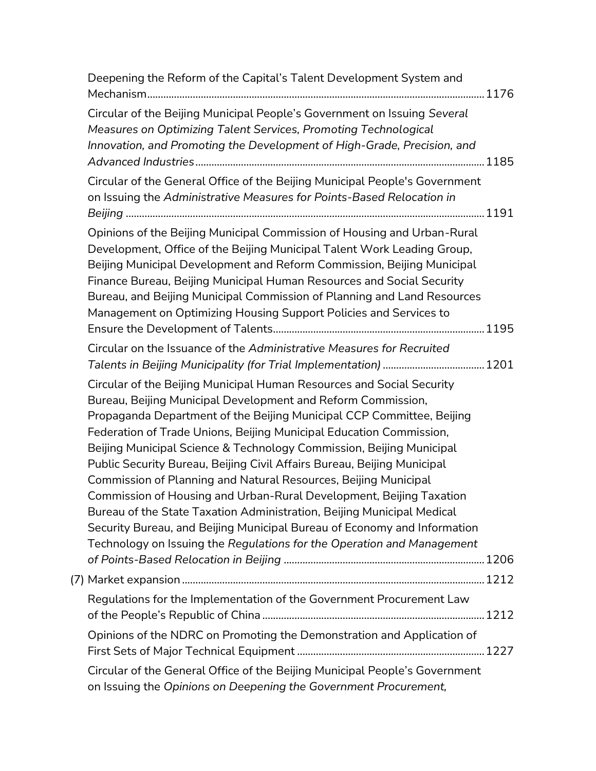Deepening the Reform of the Capital's Talent Development System and Mechanism........................................................................................................................ 1176

Circular of the Beijing Municipal People's Government on Issuing *Several Measures on Optimizing Talent Services, Promoting Technological Innovation, and Promoting the Development of High-Grade, Precision, and Advanced Industries*........................................................................................................ 1185

Circular of the General Office of the Beijing Municipal People's Government on Issuing the *Administrative Measures for Points-Based Relocation in Beijing* ..................................................................................................................................... 1191

Opinions of the Beijing Municipal Commission of Housing and Urban-Rural Development, Office of the Beijing Municipal Talent Work Leading Group, Beijing Municipal Development and Reform Commission, Beijing Municipal Finance Bureau, Beijing Municipal Human Resources and Social Security Bureau, and Beijing Municipal Commission of Planning and Land Resources Management on Optimizing Housing Support Policies and Services to Ensure the Development of Talents.............................................................................. 1195

Circular on the Issuance of the *Administrative Measures for Recruited Talents in Beijing Municipality (for Trial Implementation)* ..................................... 1201

Circular of the Beijing Municipal Human Resources and Social Security Bureau, Beijing Municipal Development and Reform Commission, Propaganda Department of the Beijing Municipal CCP Committee, Beijing Federation of Trade Unions, Beijing Municipal Education Commission, Beijing Municipal Science & Technology Commission, Beijing Municipal Public Security Bureau, Beijing Civil Affairs Bureau, Beijing Municipal Commission of Planning and Natural Resources, Beijing Municipal Commission of Housing and Urban-Rural Development, Beijing Taxation Bureau of the State Taxation Administration, Beijing Municipal Medical Security Bureau, and Beijing Municipal Bureau of Economy and Information Technology on Issuing the *Regulations for the Operation and Management of Points-Based Relocation in Beijing* .......................................................................... 1206

(7) Market expansion................................................................................................................ 1212

Regulations for the Implementation of the Government Procurement Law of the People's Republic of China.................................................................................. 1212

Opinions of the NDRC on Promoting the Demonstration and Application of First Sets of Major Technical Equipment ..................................................................... 1227

Circular of the General Office of the Beijing Municipal People's Government on Issuing the *Opinions on Deepening the Government Procurement,*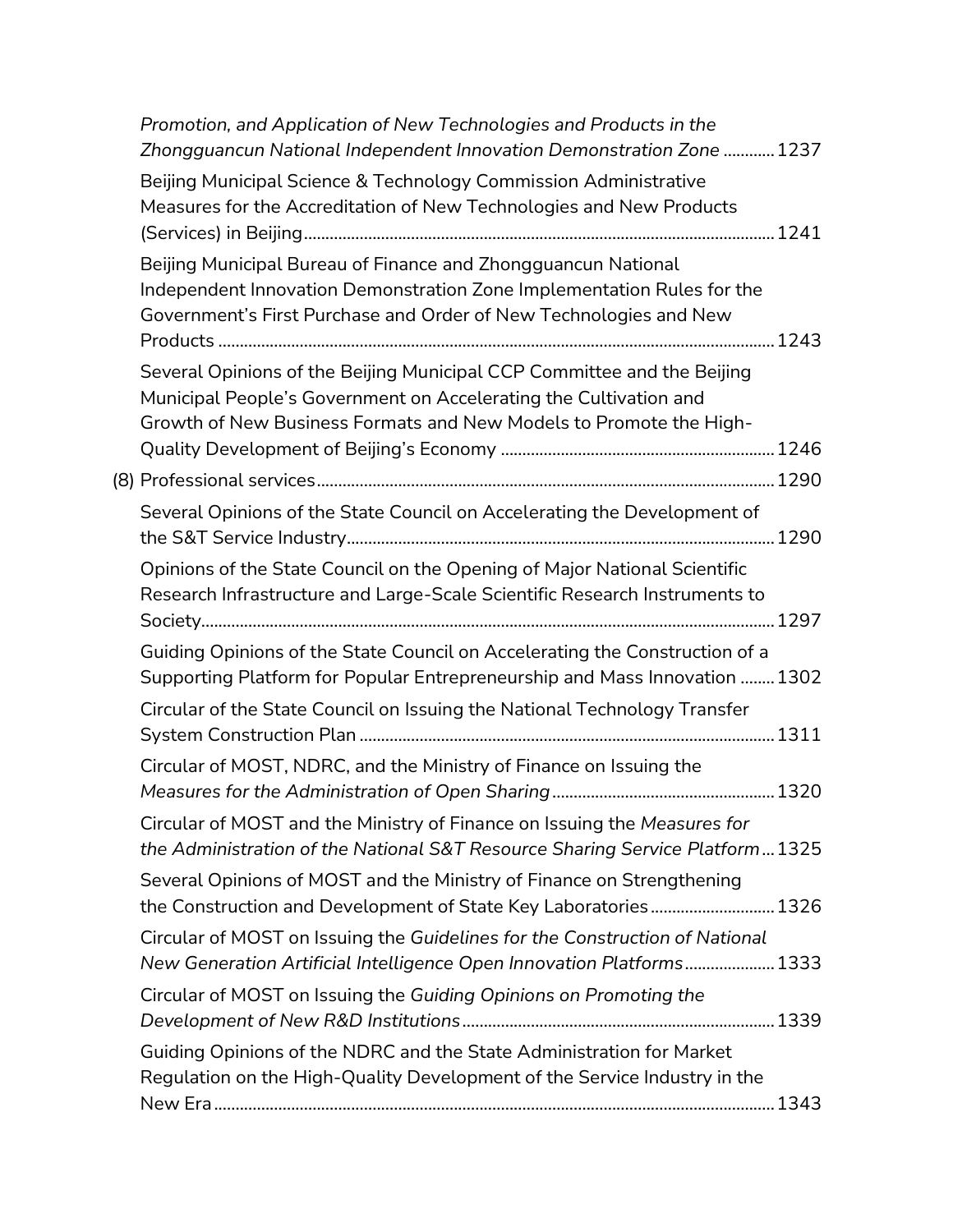*Promotion, and Application of New Technologies and Products in the Zhongguancun National Independent Innovation Demonstration Zone* ............ 1237

Beijing Municipal Science & Technology Commission Administrative Measures for the Accreditation of New Technologies and New Products (Services) in Beijing............................................................................................................ 1241

Beijing Municipal Bureau of Finance and Zhongguancun National Independent Innovation Demonstration Zone Implementation Rules for the Government's First Purchase and Order of New Technologies and New Products ................................................................................................................ 1243

Several Opinions of the Beijing Municipal CCP Committee and the Beijing Municipal People's Government on Accelerating the Cultivation and Growth of New Business Formats and New Models to Promote the High-Quality Development of Beijing's Economy ............................................................... 1246

(8) Professional services......................................................................................................... 1290

Several Opinions of the State Council on Accelerating the Development of the S&T Service Industry.................................................................................................. 1290

Opinions of the State Council on the Opening of Major National Scientific Research Infrastructure and Large-Scale Scientific Research Instruments to Society.................................................................................................................................... 1297

Guiding Opinions of the State Council on Accelerating the Construction of a Supporting Platform for Popular Entrepreneurship and Mass Innovation ........ 1302

Circular of the State Council on Issuing the National Technology Transfer System Construction Plan ............................................................................................... 1311

Circular of MOST, NDRC, and the Ministry of Finance on Issuing the *Measures for the Administration of Open Sharing* ................................................... 1320

Circular of MOST and the Ministry of Finance on Issuing the *Measures for the Administration of the National S&T Resource Sharing Service Platform* ... 1325

Several Opinions of MOST and the Ministry of Finance on Strengthening the Construction and Development of State Key Laboratories ............................ 1326

Circular of MOST on Issuing the *Guidelines for the Construction of National New Generation Artificial Intelligence Open Innovation Platforms* .................... 1333

Circular of MOST on Issuing the *Guiding Opinions on Promoting the Development of New R&D Institutions* ........................................................................ 1339

Guiding Opinions of the NDRC and the State Administration for Market Regulation on the High-Quality Development of the Service Industry in the New Era ................................................................................................................................. 1343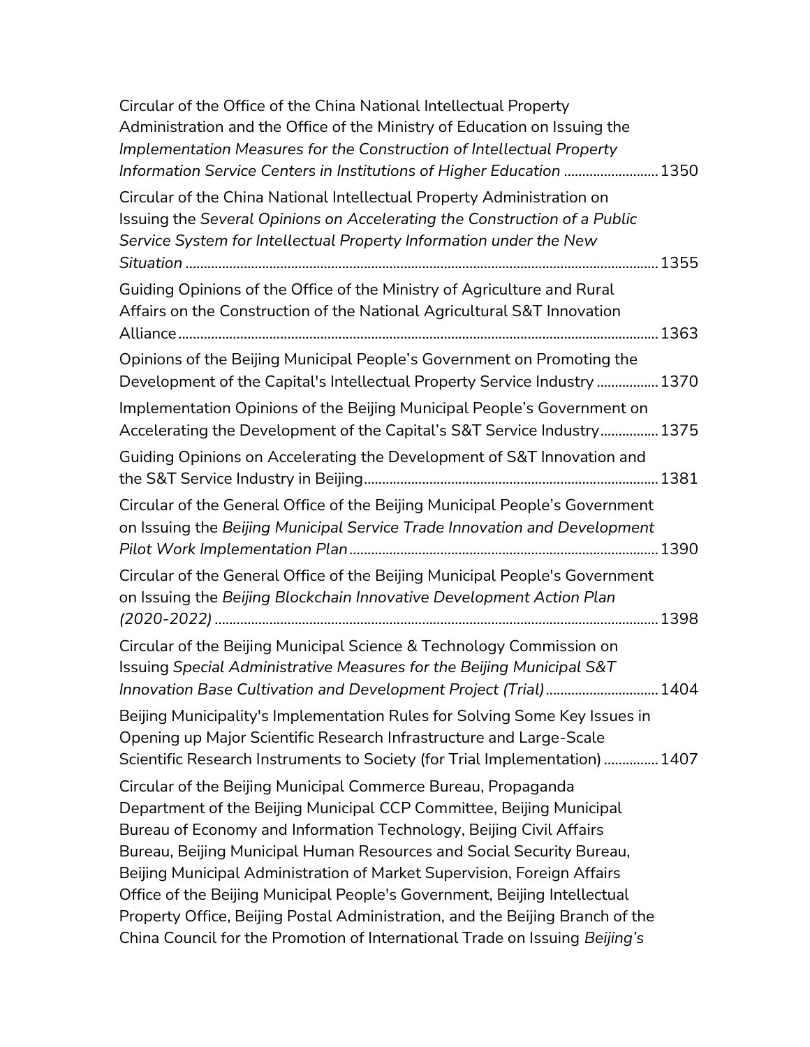Circular of the Office of the China National Intellectual Property Administration and the Office of the Ministry of Education on Issuing the *Implementation Measures for the Construction of Intellectual Property Information Service Centers in Institutions of Higher Education* .......................... 1350

Circular of the China National Intellectual Property Administration on Issuing the *Several Opinions on Accelerating the Construction of a Public Service System for Intellectual Property Information under the New Situation* ................................................................................................................ 1355

Guiding Opinions of the Office of the Ministry of Agriculture and Rural Affairs on the Construction of the National Agricultural S&T Innovation Alliance ................................................................................................................... 1363

Opinions of the Beijing Municipal People's Government on Promoting the Development of the Capital's Intellectual Property Service Industry ................. 1370

Implementation Opinions of the Beijing Municipal People's Government on Accelerating the Development of the Capital's S&T Service Industry ................ 1375

Guiding Opinions on Accelerating the Development of S&T Innovation and the S&T Service Industry in Beijing ................................................................................ 1381

Circular of the General Office of the Beijing Municipal People's Government on Issuing the *Beijing Municipal Service Trade Innovation and Development Pilot Work Implementation Plan* .................................................................................... 1390

Circular of the General Office of the Beijing Municipal People's Government on Issuing the *Beijing Blockchain Innovative Development Action Plan (2020-2022)* ......................................................................................................... 1398

Circular of the Beijing Municipal Science & Technology Commission on Issuing *Special Administrative Measures for the Beijing Municipal S&T Innovation Base Cultivation and Development Project (Trial)* ............................... 1404

Beijing Municipality's Implementation Rules for Solving Some Key Issues in Opening up Major Scientific Research Infrastructure and Large-Scale Scientific Research Instruments to Society (for Trial Implementation) ............... 1407

Circular of the Beijing Municipal Commerce Bureau, Propaganda Department of the Beijing Municipal CCP Committee, Beijing Municipal Bureau of Economy and Information Technology, Beijing Civil Affairs Bureau, Beijing Municipal Human Resources and Social Security Bureau, Beijing Municipal Administration of Market Supervision, Foreign Affairs Office of the Beijing Municipal People's Government, Beijing Intellectual Property Office, Beijing Postal Administration, and the Beijing Branch of the China Council for the Promotion of International Trade on Issuing *Beijing's*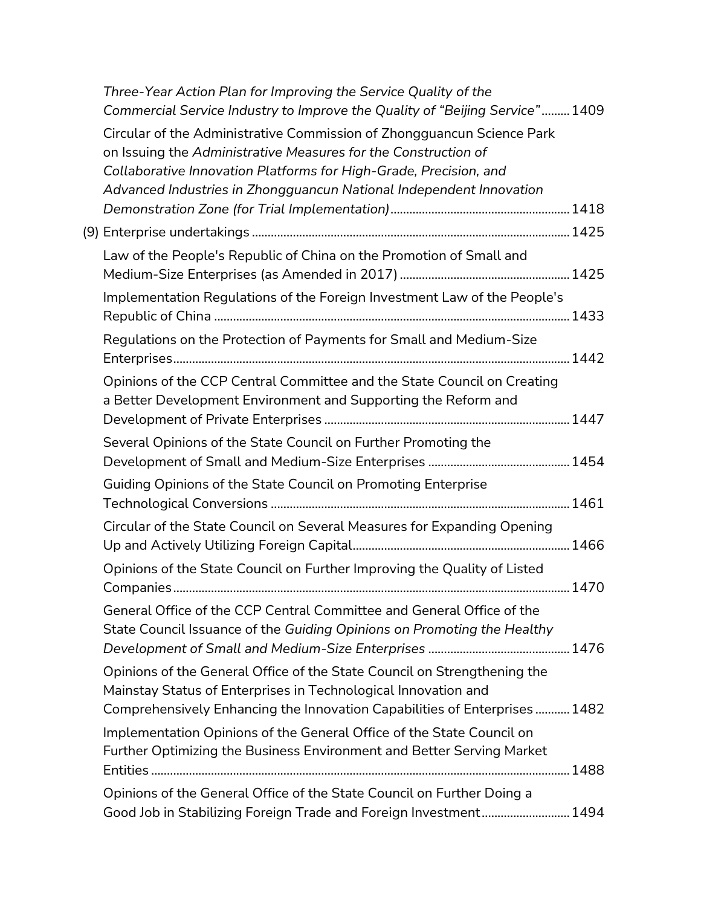*Three-Year Action Plan for Improving the Service Quality of the Commercial Service Industry to Improve the Quality of "Beijing Service"* ......... 1409

Circular of the Administrative Commission of Zhongguancun Science Park on Issuing the *Administrative Measures for the Construction of Collaborative Innovation Platforms for High-Grade, Precision, and Advanced Industries in Zhongguancun National Independent Innovation Demonstration Zone (for Trial Implementation)* ......... 1418

(9) Enterprise undertakings ......... 1425

Law of the People's Republic of China on the Promotion of Small and Medium-Size Enterprises (as Amended in 2017) ......... 1425

Implementation Regulations of the Foreign Investment Law of the People's Republic of China ......... 1433

Regulations on the Protection of Payments for Small and Medium-Size Enterprises ......... 1442

Opinions of the CCP Central Committee and the State Council on Creating a Better Development Environment and Supporting the Reform and Development of Private Enterprises ......... 1447

Several Opinions of the State Council on Further Promoting the Development of Small and Medium-Size Enterprises ......... 1454

Guiding Opinions of the State Council on Promoting Enterprise Technological Conversions ......... 1461

Circular of the State Council on Several Measures for Expanding Opening Up and Actively Utilizing Foreign Capital ......... 1466

Opinions of the State Council on Further Improving the Quality of Listed Companies ......... 1470

General Office of the CCP Central Committee and General Office of the State Council Issuance of the *Guiding Opinions on Promoting the Healthy Development of Small and Medium-Size Enterprises* ......... 1476

Opinions of the General Office of the State Council on Strengthening the Mainstay Status of Enterprises in Technological Innovation and Comprehensively Enhancing the Innovation Capabilities of Enterprises ......... 1482

Implementation Opinions of the General Office of the State Council on Further Optimizing the Business Environment and Better Serving Market Entities ......... 1488

Opinions of the General Office of the State Council on Further Doing a Good Job in Stabilizing Foreign Trade and Foreign Investment ......... 1494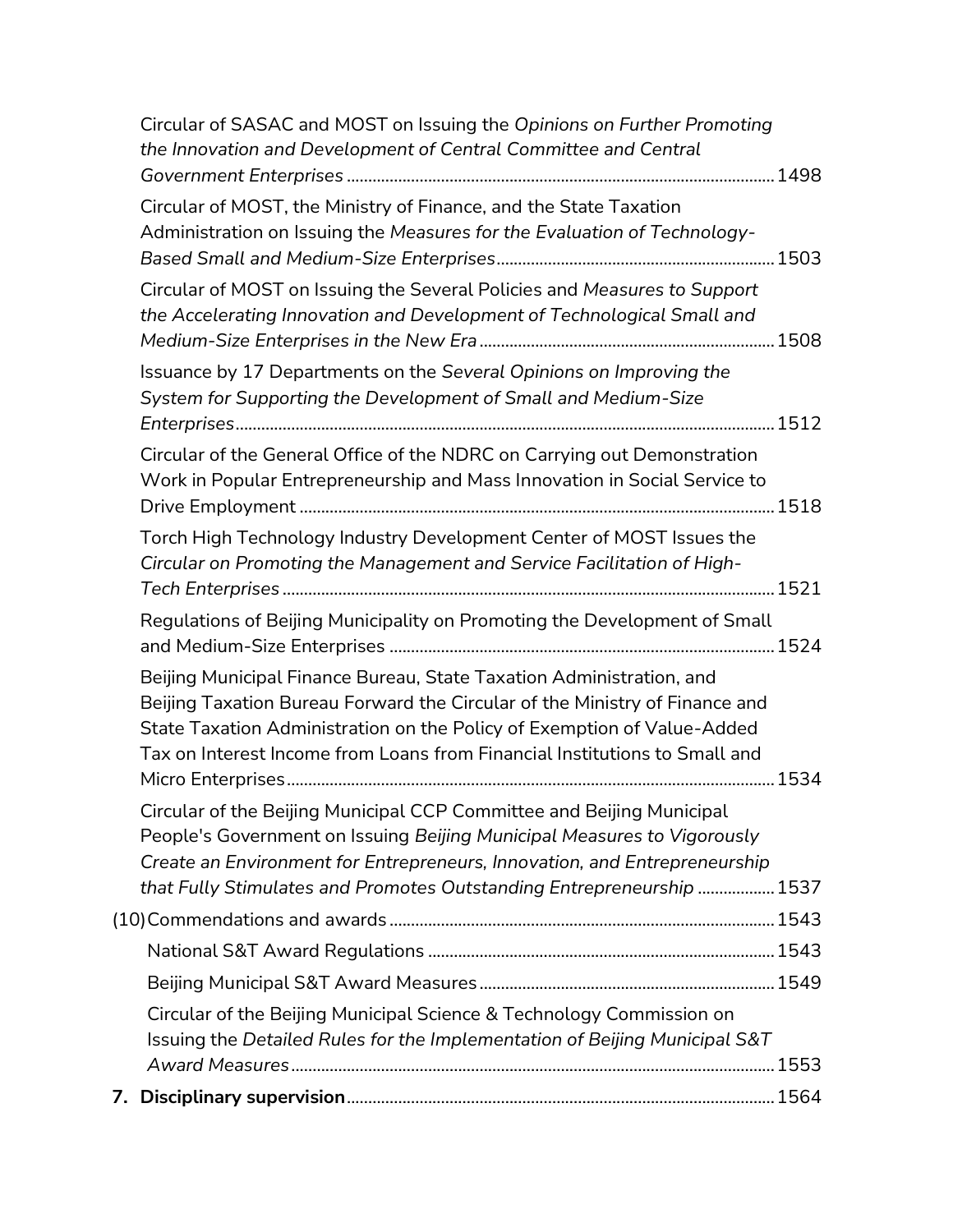Circular of SASAC and MOST on Issuing the *Opinions on Further Promoting the Innovation and Development of Central Committee and Central Government Enterprises* .......... 1498

Circular of MOST, the Ministry of Finance, and the State Taxation Administration on Issuing the *Measures for the Evaluation of Technology-Based Small and Medium-Size Enterprises* .......... 1503

Circular of MOST on Issuing the Several Policies and *Measures to Support the Accelerating Innovation and Development of Technological Small and Medium-Size Enterprises in the New Era* .......... 1508

Issuance by 17 Departments on the *Several Opinions on Improving the System for Supporting the Development of Small and Medium-Size Enterprises* .......... 1512

Circular of the General Office of the NDRC on Carrying out Demonstration Work in Popular Entrepreneurship and Mass Innovation in Social Service to Drive Employment .......... 1518

Torch High Technology Industry Development Center of MOST Issues the *Circular on Promoting the Management and Service Facilitation of High-Tech Enterprises* .......... 1521

Regulations of Beijing Municipality on Promoting the Development of Small and Medium-Size Enterprises .......... 1524

Beijing Municipal Finance Bureau, State Taxation Administration, and Beijing Taxation Bureau Forward the Circular of the Ministry of Finance and State Taxation Administration on the Policy of Exemption of Value-Added Tax on Interest Income from Loans from Financial Institutions to Small and Micro Enterprises .......... 1534

Circular of the Beijing Municipal CCP Committee and Beijing Municipal People's Government on Issuing *Beijing Municipal Measures to Vigorously Create an Environment for Entrepreneurs, Innovation, and Entrepreneurship that Fully Stimulates and Promotes Outstanding Entrepreneurship* .......... 1537

(10) Commendations and awards .......... 1543

National S&T Award Regulations .......... 1543

Beijing Municipal S&T Award Measures .......... 1549

Circular of the Beijing Municipal Science & Technology Commission on Issuing the *Detailed Rules for the Implementation of Beijing Municipal S&T Award Measures* .......... 1553

**7. Disciplinary supervision** .......... 1564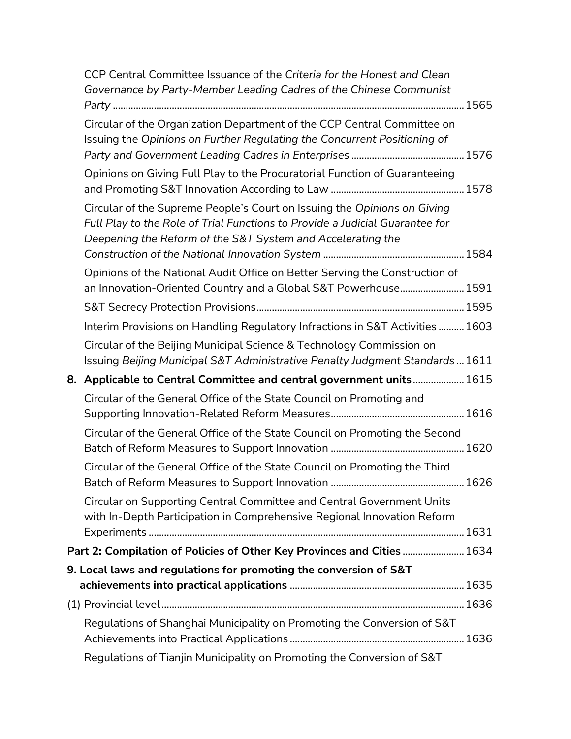CCP Central Committee Issuance of the *Criteria for the Honest and Clean Governance by Party-Member Leading Cadres of the Chinese Communist Party* ........ 1565

Circular of the Organization Department of the CCP Central Committee on Issuing the *Opinions on Further Regulating the Concurrent Positioning of Party and Government Leading Cadres in Enterprises* ........ 1576

Opinions on Giving Full Play to the Procuratorial Function of Guaranteeing and Promoting S&T Innovation According to Law ........ 1578

Circular of the Supreme People's Court on Issuing the *Opinions on Giving Full Play to the Role of Trial Functions to Provide a Judicial Guarantee for Deepening the Reform of the S&T System and Accelerating the Construction of the National Innovation System* ........ 1584

Opinions of the National Audit Office on Better Serving the Construction of an Innovation-Oriented Country and a Global S&T Powerhouse........ 1591

S&T Secrecy Protection Provisions........ 1595

Interim Provisions on Handling Regulatory Infractions in S&T Activities ........ 1603

Circular of the Beijing Municipal Science & Technology Commission on Issuing *Beijing Municipal S&T Administrative Penalty Judgment Standards* ... 1611

**8. Applicable to Central Committee and central government units........ 1615**

Circular of the General Office of the State Council on Promoting and Supporting Innovation-Related Reform Measures........ 1616

Circular of the General Office of the State Council on Promoting the Second Batch of Reform Measures to Support Innovation ........ 1620

Circular of the General Office of the State Council on Promoting the Third Batch of Reform Measures to Support Innovation ........ 1626

Circular on Supporting Central Committee and Central Government Units with In-Depth Participation in Comprehensive Regional Innovation Reform Experiments ........ 1631

**Part 2: Compilation of Policies of Other Key Provinces and Cities ........ 1634**

**9. Local laws and regulations for promoting the conversion of S&T achievements into practical applications ........ 1635**

(1) Provincial level........ 1636

Regulations of Shanghai Municipality on Promoting the Conversion of S&T Achievements into Practical Applications........ 1636

Regulations of Tianjin Municipality on Promoting the Conversion of S&T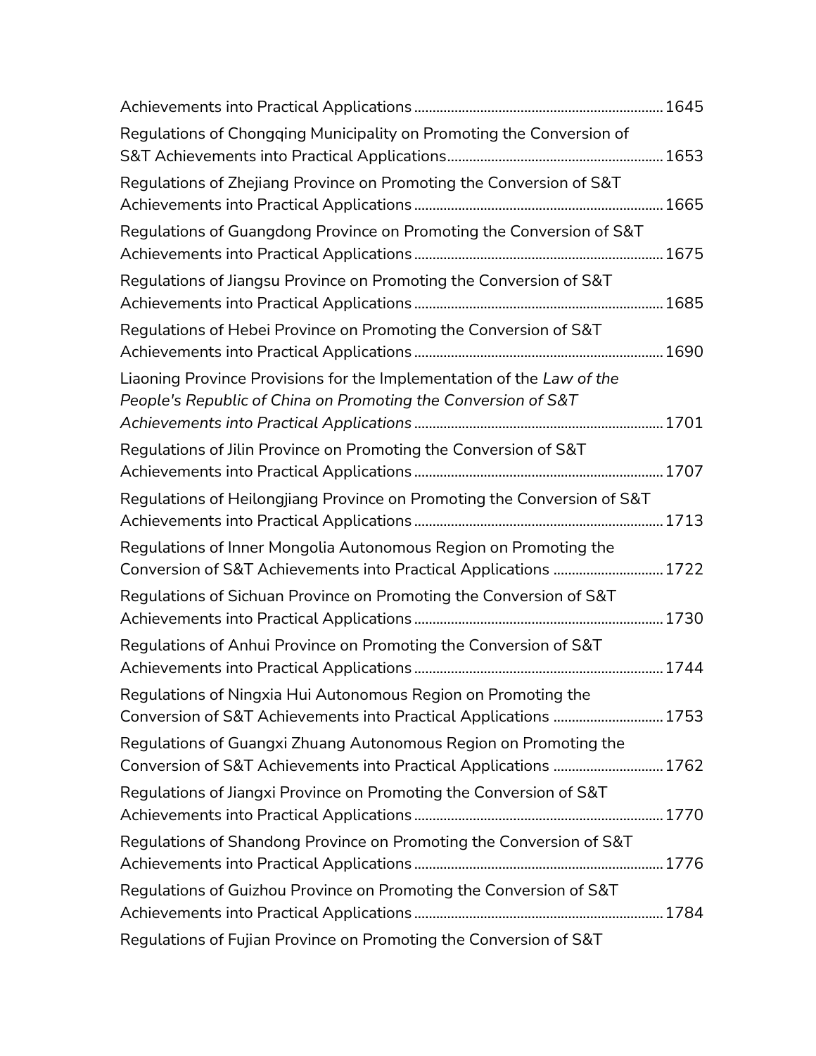Achievements into Practical Applications ..................................................................... 1645

Regulations of Chongqing Municipality on Promoting the Conversion of S&T Achievements into Practical Applications ..................................................................... 1653

Regulations of Zhejiang Province on Promoting the Conversion of S&T Achievements into Practical Applications ..................................................................... 1665

Regulations of Guangdong Province on Promoting the Conversion of S&T Achievements into Practical Applications ..................................................................... 1675

Regulations of Jiangsu Province on Promoting the Conversion of S&T Achievements into Practical Applications ..................................................................... 1685

Regulations of Hebei Province on Promoting the Conversion of S&T Achievements into Practical Applications ..................................................................... 1690

Liaoning Province Provisions for the Implementation of the *Law of the People's Republic of China on Promoting the Conversion of S&T Achievements into Practical Applications* ..................................................................... 1701

Regulations of Jilin Province on Promoting the Conversion of S&T Achievements into Practical Applications ..................................................................... 1707

Regulations of Heilongjiang Province on Promoting the Conversion of S&T Achievements into Practical Applications ..................................................................... 1713

Regulations of Inner Mongolia Autonomous Region on Promoting the Conversion of S&T Achievements into Practical Applications ..................................................................... 1722

Regulations of Sichuan Province on Promoting the Conversion of S&T Achievements into Practical Applications ..................................................................... 1730

Regulations of Anhui Province on Promoting the Conversion of S&T Achievements into Practical Applications ..................................................................... 1744

Regulations of Ningxia Hui Autonomous Region on Promoting the Conversion of S&T Achievements into Practical Applications ..................................................................... 1753

Regulations of Guangxi Zhuang Autonomous Region on Promoting the Conversion of S&T Achievements into Practical Applications ..................................................................... 1762

Regulations of Jiangxi Province on Promoting the Conversion of S&T Achievements into Practical Applications ..................................................................... 1770

Regulations of Shandong Province on Promoting the Conversion of S&T Achievements into Practical Applications ..................................................................... 1776

Regulations of Guizhou Province on Promoting the Conversion of S&T Achievements into Practical Applications ..................................................................... 1784

Regulations of Fujian Province on Promoting the Conversion of S&T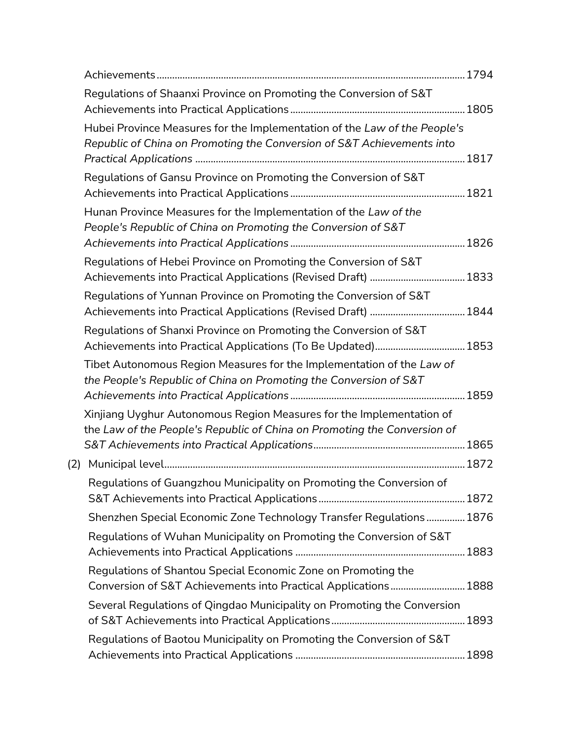Achievements ........................................................................................................... 1794

Regulations of Shaanxi Province on Promoting the Conversion of S&T Achievements into Practical Applications ................................................................... 1805

Hubei Province Measures for the Implementation of the *Law of the People's Republic of China on Promoting the Conversion of S&T Achievements into Practical Applications* ....................................................................................... 1817

Regulations of Gansu Province on Promoting the Conversion of S&T Achievements into Practical Applications ................................................................... 1821

Hunan Province Measures for the Implementation of the *Law of the People's Republic of China on Promoting the Conversion of S&T Achievements into Practical Applications* ................................................................... 1826

Regulations of Hebei Province on Promoting the Conversion of S&T Achievements into Practical Applications (Revised Draft) ..................................... 1833

Regulations of Yunnan Province on Promoting the Conversion of S&T Achievements into Practical Applications (Revised Draft) ..................................... 1844

Regulations of Shanxi Province on Promoting the Conversion of S&T Achievements into Practical Applications (To Be Updated).................................. 1853

Tibet Autonomous Region Measures for the Implementation of the *Law of the People's Republic of China on Promoting the Conversion of S&T Achievements into Practical Applications* ................................................................... 1859

Xinjiang Uyghur Autonomous Region Measures for the Implementation of the *Law of the People's Republic of China on Promoting the Conversion of S&T Achievements into Practical Applications* ......................................................... 1865

(2) Municipal level.................................................................................................... 1872

Regulations of Guangzhou Municipality on Promoting the Conversion of S&T Achievements into Practical Applications ......................................................... 1872

Shenzhen Special Economic Zone Technology Transfer Regulations ............... 1876

Regulations of Wuhan Municipality on Promoting the Conversion of S&T Achievements into Practical Applications .................................................................. 1883

Regulations of Shantou Special Economic Zone on Promoting the Conversion of S&T Achievements into Practical Applications............................. 1888

Several Regulations of Qingdao Municipality on Promoting the Conversion of S&T Achievements into Practical Applications.................................................... 1893

Regulations of Baotou Municipality on Promoting the Conversion of S&T Achievements into Practical Applications .................................................................. 1898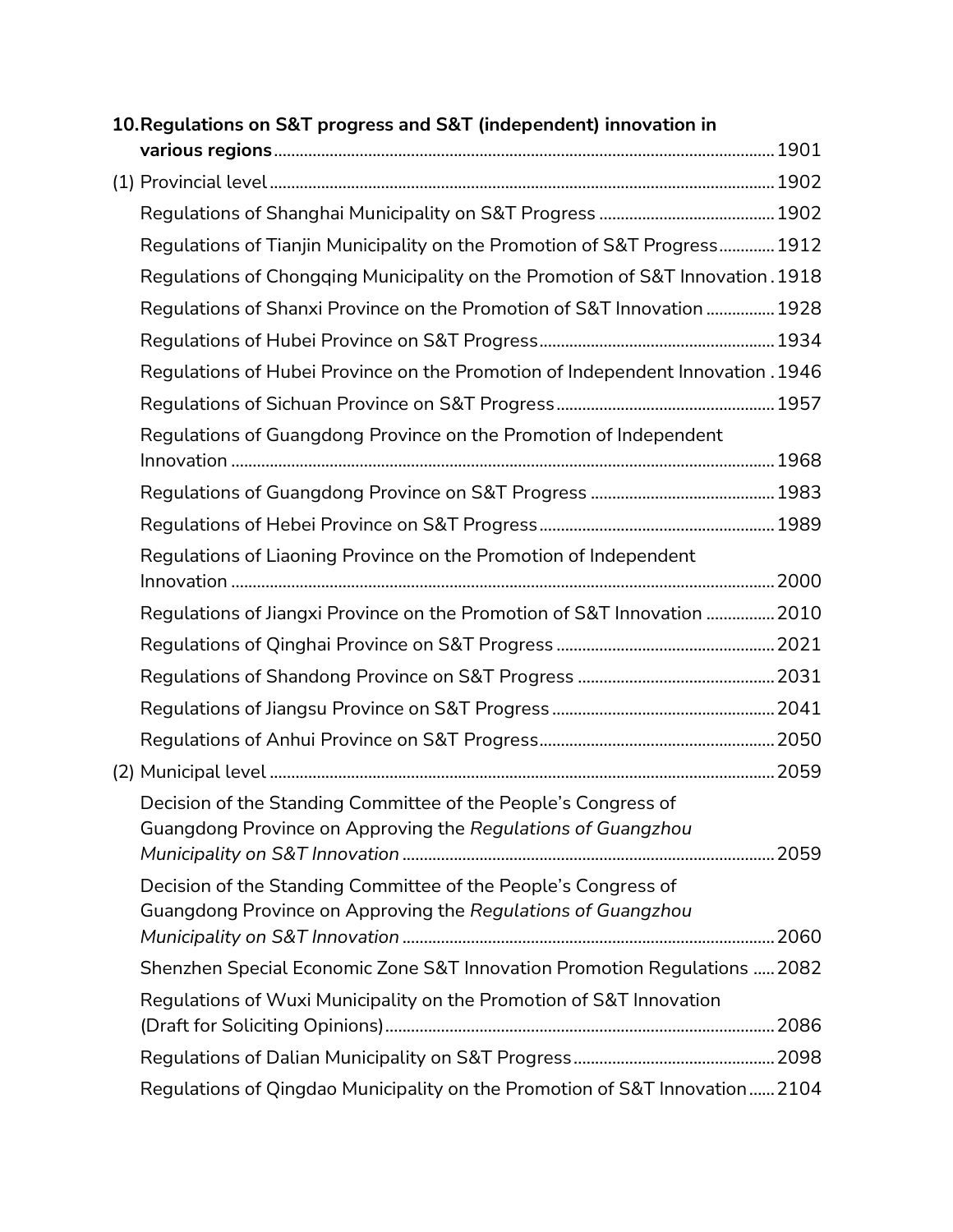**10. Regulations on S&T progress and S&T (independent) innovation in various regions** ..... 1901

(1) Provincial level ..... 1902

Regulations of Shanghai Municipality on S&T Progress ..... 1902

Regulations of Tianjin Municipality on the Promotion of S&T Progress ..... 1912

Regulations of Chongqing Municipality on the Promotion of S&T Innovation ..... 1918

Regulations of Shanxi Province on the Promotion of S&T Innovation ..... 1928

Regulations of Hubei Province on S&T Progress ..... 1934

Regulations of Hubei Province on the Promotion of Independent Innovation ..... 1946

Regulations of Sichuan Province on S&T Progress ..... 1957

Regulations of Guangdong Province on the Promotion of Independent Innovation ..... 1968

Regulations of Guangdong Province on S&T Progress ..... 1983

Regulations of Hebei Province on S&T Progress ..... 1989

Regulations of Liaoning Province on the Promotion of Independent Innovation ..... 2000

Regulations of Jiangxi Province on the Promotion of S&T Innovation ..... 2010

Regulations of Qinghai Province on S&T Progress ..... 2021

Regulations of Shandong Province on S&T Progress ..... 2031

Regulations of Jiangsu Province on S&T Progress ..... 2041

Regulations of Anhui Province on S&T Progress ..... 2050

(2) Municipal level ..... 2059

Decision of the Standing Committee of the People's Congress of Guangdong Province on Approving the *Regulations of Guangzhou Municipality on S&T Innovation* ..... 2059

Decision of the Standing Committee of the People's Congress of Guangdong Province on Approving the *Regulations of Guangzhou Municipality on S&T Innovation* ..... 2060

Shenzhen Special Economic Zone S&T Innovation Promotion Regulations ..... 2082

Regulations of Wuxi Municipality on the Promotion of S&T Innovation (Draft for Soliciting Opinions) ..... 2086

Regulations of Dalian Municipality on S&T Progress ..... 2098

Regulations of Qingdao Municipality on the Promotion of S&T Innovation ..... 2104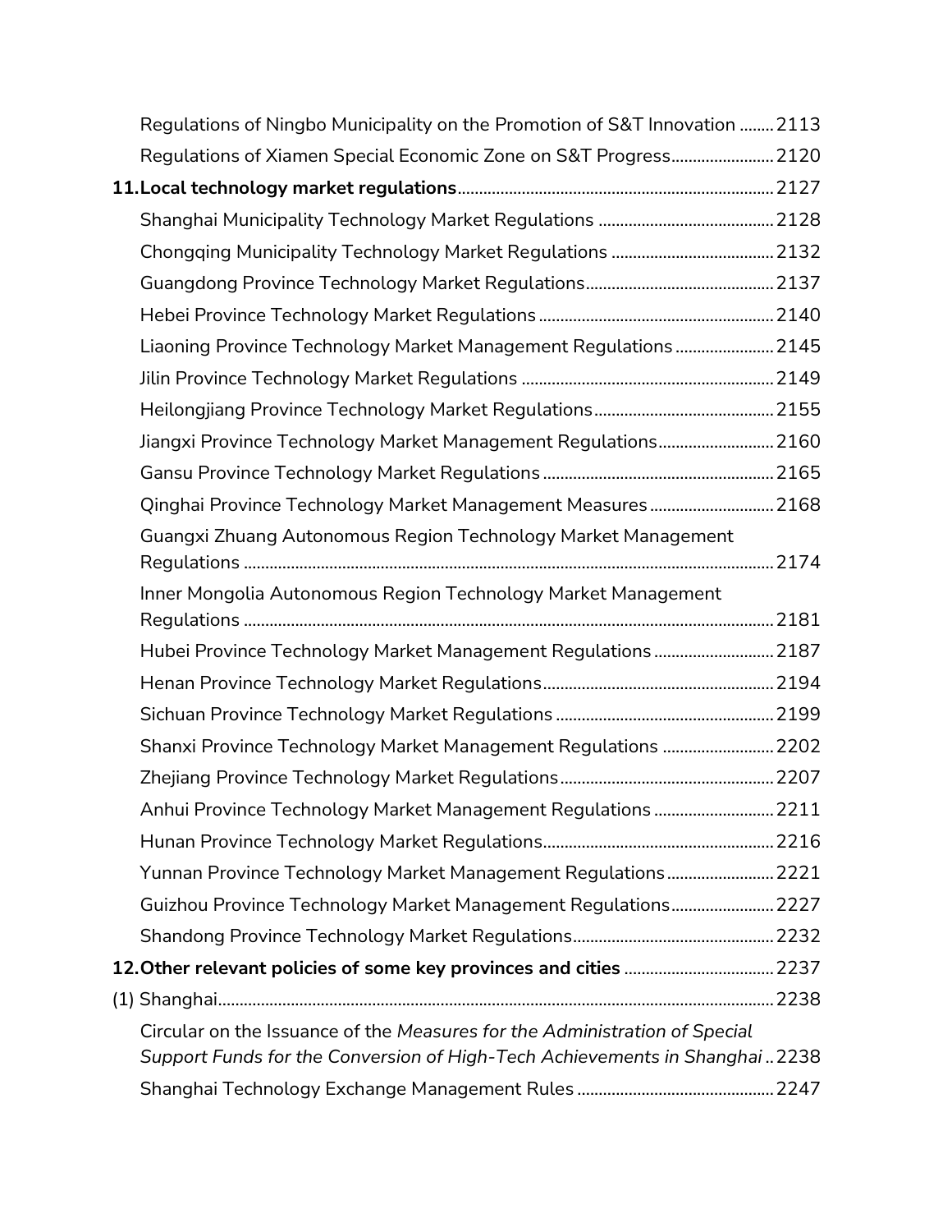Regulations of Ningbo Municipality on the Promotion of S&T Innovation ........ 2113

Regulations of Xiamen Special Economic Zone on S&T Progress........................ 2120

**11. Local technology market regulations**.......................................................................... 2127

Shanghai Municipality Technology Market Regulations ......................................... 2128

Chongqing Municipality Technology Market Regulations ...................................... 2132

Guangdong Province Technology Market Regulations............................................ 2137

Hebei Province Technology Market Regulations ....................................................... 2140

Liaoning Province Technology Market Management Regulations ....................... 2145

Jilin Province Technology Market Regulations ........................................................... 2149

Heilongjiang Province Technology Market Regulations........................................... 2155

Jiangxi Province Technology Market Management Regulations........................... 2160

Gansu Province Technology Market Regulations ...................................................... 2165

Qinghai Province Technology Market Management Measures ............................. 2168

Guangxi Zhuang Autonomous Region Technology Market Management Regulations ........................................................................................................... 2174

Inner Mongolia Autonomous Region Technology Market Management Regulations ........................................................................................................... 2181

Hubei Province Technology Market Management Regulations ............................ 2187

Henan Province Technology Market Regulations...................................................... 2194

Sichuan Province Technology Market Regulations ................................................... 2199

Shanxi Province Technology Market Management Regulations .......................... 2202

Zhejiang Province Technology Market Regulations.................................................. 2207

Anhui Province Technology Market Management Regulations ............................ 2211

Hunan Province Technology Market Regulations...................................................... 2216

Yunnan Province Technology Market Management Regulations......................... 2221

Guizhou Province Technology Market Management Regulations........................ 2227

Shandong Province Technology Market Regulations............................................... 2232

**12. Other relevant policies of some key provinces and cities** .................................. 2237

(1) Shanghai................................................................................................................. 2238

Circular on the Issuance of the *Measures for the Administration of Special Support Funds for the Conversion of High-Tech Achievements in Shanghai* .. 2238

Shanghai Technology Exchange Management Rules ............................................. 2247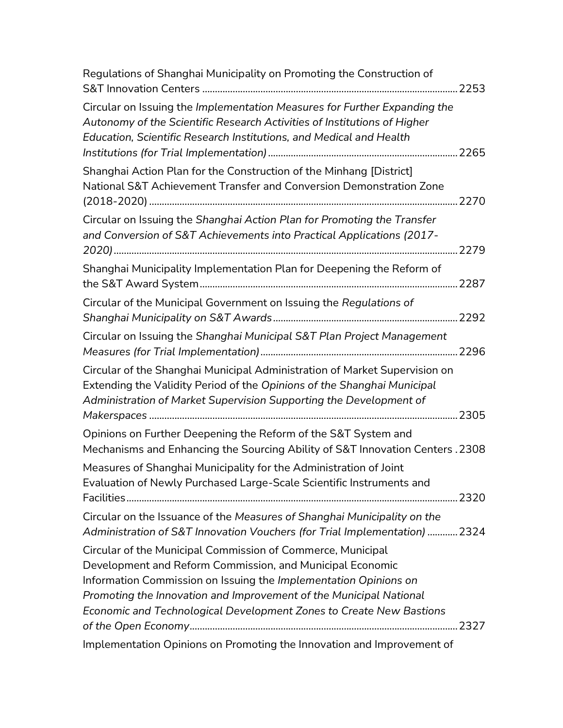Regulations of Shanghai Municipality on Promoting the Construction of S&T Innovation Centers ........................................................................................................ 2253

Circular on Issuing the *Implementation Measures for Further Expanding the Autonomy of the Scientific Research Activities of Institutions of Higher Education, Scientific Research Institutions, and Medical and Health Institutions (for Trial Implementation)* ........................................................................... 2265

Shanghai Action Plan for the Construction of the Minhang [District] National S&T Achievement Transfer and Conversion Demonstration Zone (2018-2020) ........................................................................................................ 2270

Circular on Issuing the *Shanghai Action Plan for Promoting the Transfer and Conversion of S&T Achievements into Practical Applications (2017-2020)* ........................................................................................................ 2279

Shanghai Municipality Implementation Plan for Deepening the Reform of the S&T Award System ........................................................................................................ 2287

Circular of the Municipal Government on Issuing the *Regulations of Shanghai Municipality on S&T Awards* ........................................................................ 2292

Circular on Issuing the *Shanghai Municipal S&T Plan Project Management Measures (for Trial Implementation)* ............................................................................ 2296

Circular of the Shanghai Municipal Administration of Market Supervision on Extending the Validity Period of the *Opinions of the Shanghai Municipal Administration of Market Supervision Supporting the Development of Makerspaces* ........................................................................................................ 2305

Opinions on Further Deepening the Reform of the S&T System and Mechanisms and Enhancing the Sourcing Ability of S&T Innovation Centers . 2308

Measures of Shanghai Municipality for the Administration of Joint Evaluation of Newly Purchased Large-Scale Scientific Instruments and Facilities ........................................................................................................ 2320

Circular on the Issuance of the *Measures of Shanghai Municipality on the Administration of S&T Innovation Vouchers (for Trial Implementation)* ............ 2324

Circular of the Municipal Commission of Commerce, Municipal Development and Reform Commission, and Municipal Economic Information Commission on Issuing the *Implementation Opinions on Promoting the Innovation and Improvement of the Municipal National Economic and Technological Development Zones to Create New Bastions of the Open Economy* ........................................................................................................ 2327

Implementation Opinions on Promoting the Innovation and Improvement of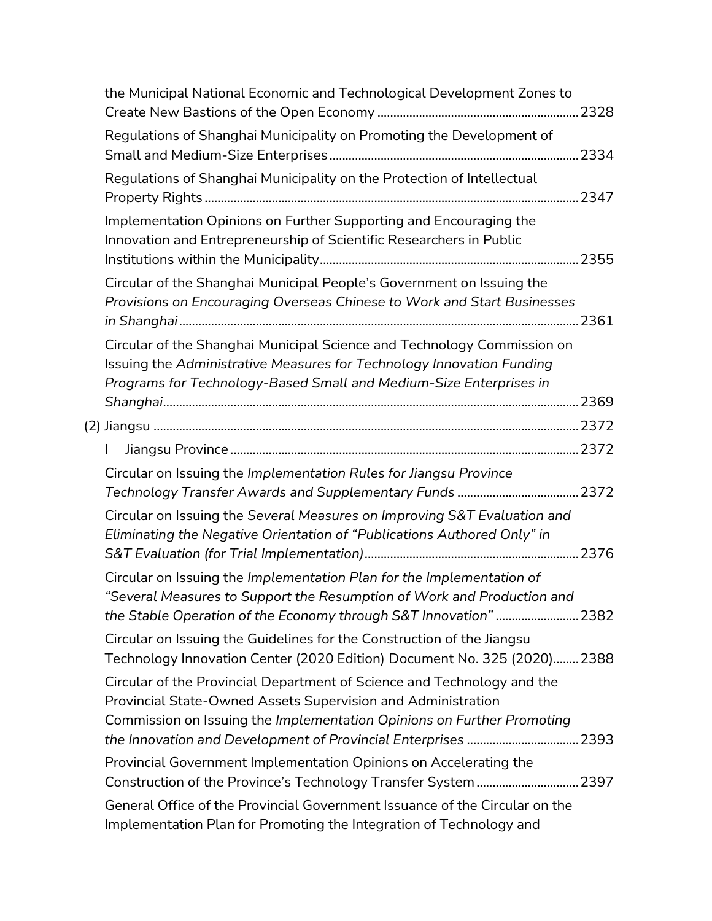the Municipal National Economic and Technological Development Zones to Create New Bastions of the Open Economy .............................................................. 2328

Regulations of Shanghai Municipality on Promoting the Development of Small and Medium-Size Enterprises ............................................................................ 2334

Regulations of Shanghai Municipality on the Protection of Intellectual Property Rights ................................................................................................................... 2347

Implementation Opinions on Further Supporting and Encouraging the Innovation and Entrepreneurship of Scientific Researchers in Public Institutions within the Municipality ................................................................................ 2355

Circular of the Shanghai Municipal People's Government on Issuing the *Provisions on Encouraging Overseas Chinese to Work and Start Businesses in Shanghai* ........................................................................................................................... 2361

Circular of the Shanghai Municipal Science and Technology Commission on Issuing the *Administrative Measures for Technology Innovation Funding Programs for Technology-Based Small and Medium-Size Enterprises in Shanghai* ................................................................................................................................ 2369

(2) Jiangsu .................................................................................................................................. 2372

I Jiangsu Province ............................................................................................................ 2372

Circular on Issuing the *Implementation Rules for Jiangsu Province Technology Transfer Awards and Supplementary Funds* ..................................... 2372

Circular on Issuing the *Several Measures on Improving S&T Evaluation and Eliminating the Negative Orientation of "Publications Authored Only" in S&T Evaluation (for Trial Implementation)* .................................................................. 2376

Circular on Issuing the *Implementation Plan for the Implementation of "Several Measures to Support the Resumption of Work and Production and the Stable Operation of the Economy through S&T Innovation"* .......................... 2382

Circular on Issuing the Guidelines for the Construction of the Jiangsu Technology Innovation Center (2020 Edition) Document No. 325 (2020)........ 2388

Circular of the Provincial Department of Science and Technology and the Provincial State-Owned Assets Supervision and Administration Commission on Issuing the *Implementation Opinions on Further Promoting the Innovation and Development of Provincial Enterprises* .................................. 2393

Provincial Government Implementation Opinions on Accelerating the Construction of the Province's Technology Transfer System ................................ 2397

General Office of the Provincial Government Issuance of the Circular on the Implementation Plan for Promoting the Integration of Technology and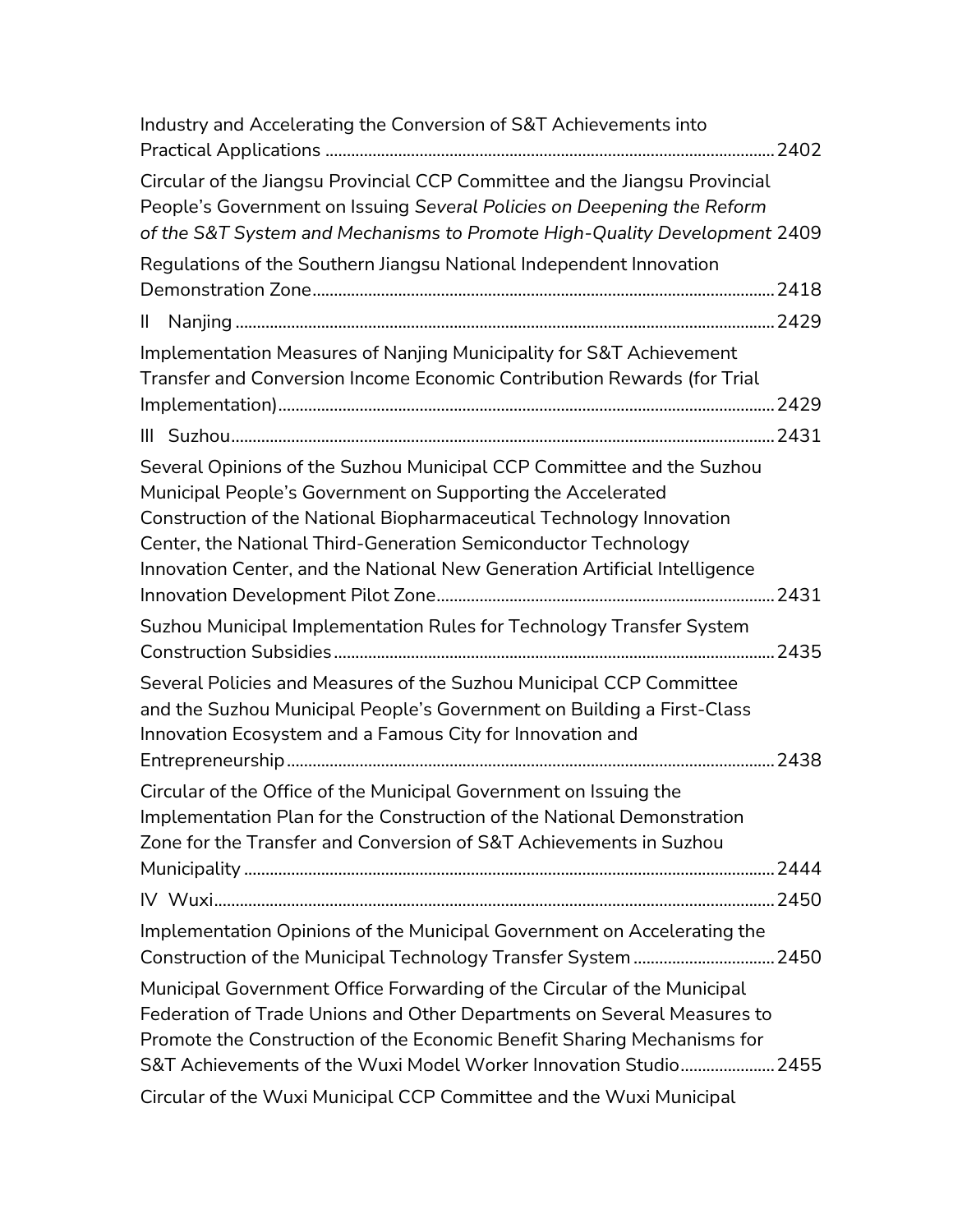Industry and Accelerating the Conversion of S&T Achievements into Practical Applications ........................................................................................................ 2402

Circular of the Jiangsu Provincial CCP Committee and the Jiangsu Provincial People's Government on Issuing *Several Policies on Deepening the Reform of the S&T System and Mechanisms to Promote High-Quality Development* 2409

Regulations of the Southern Jiangsu National Independent Innovation Demonstration Zone........................................................................................................... 2418

II Nanjing ............................................................................................................................ 2429

Implementation Measures of Nanjing Municipality for S&T Achievement Transfer and Conversion Income Economic Contribution Rewards (for Trial Implementation).................................................................................................................. 2429

III Suzhou............................................................................................................................. 2431

Several Opinions of the Suzhou Municipal CCP Committee and the Suzhou Municipal People's Government on Supporting the Accelerated Construction of the National Biopharmaceutical Technology Innovation Center, the National Third-Generation Semiconductor Technology Innovation Center, and the National New Generation Artificial Intelligence Innovation Development Pilot Zone............................................................................. 2431

Suzhou Municipal Implementation Rules for Technology Transfer System Construction Subsidies...................................................................................................... 2435

Several Policies and Measures of the Suzhou Municipal CCP Committee and the Suzhou Municipal People's Government on Building a First-Class Innovation Ecosystem and a Famous City for Innovation and Entrepreneurship................................................................................................................ 2438

Circular of the Office of the Municipal Government on Issuing the Implementation Plan for the Construction of the National Demonstration Zone for the Transfer and Conversion of S&T Achievements in Suzhou Municipality ........................................................................................................................... 2444

IV Wuxi.................................................................................................................................. 2450

Implementation Opinions of the Municipal Government on Accelerating the Construction of the Municipal Technology Transfer System ................................. 2450

Municipal Government Office Forwarding of the Circular of the Municipal Federation of Trade Unions and Other Departments on Several Measures to Promote the Construction of the Economic Benefit Sharing Mechanisms for S&T Achievements of the Wuxi Model Worker Innovation Studio...................... 2455

Circular of the Wuxi Municipal CCP Committee and the Wuxi Municipal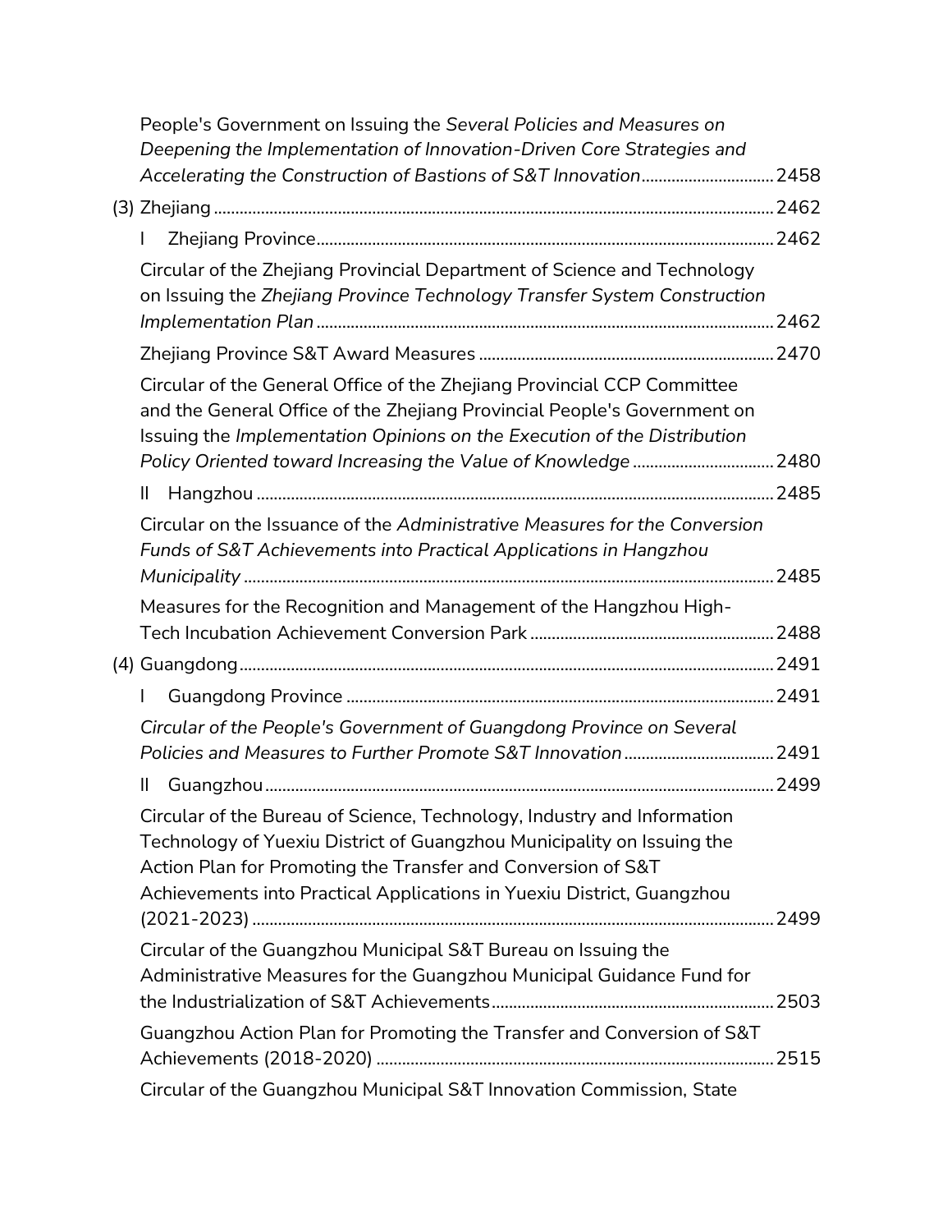People's Government on Issuing the *Several Policies and Measures on Deepening the Implementation of Innovation-Driven Core Strategies and Accelerating the Construction of Bastions of S&T Innovation*............................... 2458

(3) Zhejiang ................................................................................................................ 2462

I Zhejiang Province......................................................................................... 2462

Circular of the Zhejiang Provincial Department of Science and Technology on Issuing the *Zhejiang Province Technology Transfer System Construction Implementation Plan* .......................................................................................... 2462

Zhejiang Province S&T Award Measures .................................................................... 2470

Circular of the General Office of the Zhejiang Provincial CCP Committee and the General Office of the Zhejiang Provincial People's Government on Issuing the *Implementation Opinions on the Execution of the Distribution Policy Oriented toward Increasing the Value of Knowledge* ................................. 2480

II Hangzhou ........................................................................................................ 2485

Circular on the Issuance of the *Administrative Measures for the Conversion Funds of S&T Achievements into Practical Applications in Hangzhou Municipality* .......................................................................................................... 2485

Measures for the Recognition and Management of the Hangzhou High-Tech Incubation Achievement Conversion Park ......................................................... 2488

(4) Guangdong........................................................................................................... 2491

I Guangdong Province ................................................................................... 2491

*Circular of the People's Government of Guangdong Province on Several Policies and Measures to Further Promote S&T Innovation* ................................... 2491

II Guangzhou...................................................................................................... 2499

Circular of the Bureau of Science, Technology, Industry and Information Technology of Yuexiu District of Guangzhou Municipality on Issuing the Action Plan for Promoting the Transfer and Conversion of S&T Achievements into Practical Applications in Yuexiu District, Guangzhou (2021-2023) ......................................................................................................... 2499

Circular of the Guangzhou Municipal S&T Bureau on Issuing the Administrative Measures for the Guangzhou Municipal Guidance Fund for the Industrialization of S&T Achievements.................................................................. 2503

Guangzhou Action Plan for Promoting the Transfer and Conversion of S&T Achievements (2018-2020) ............................................................................ 2515

Circular of the Guangzhou Municipal S&T Innovation Commission, State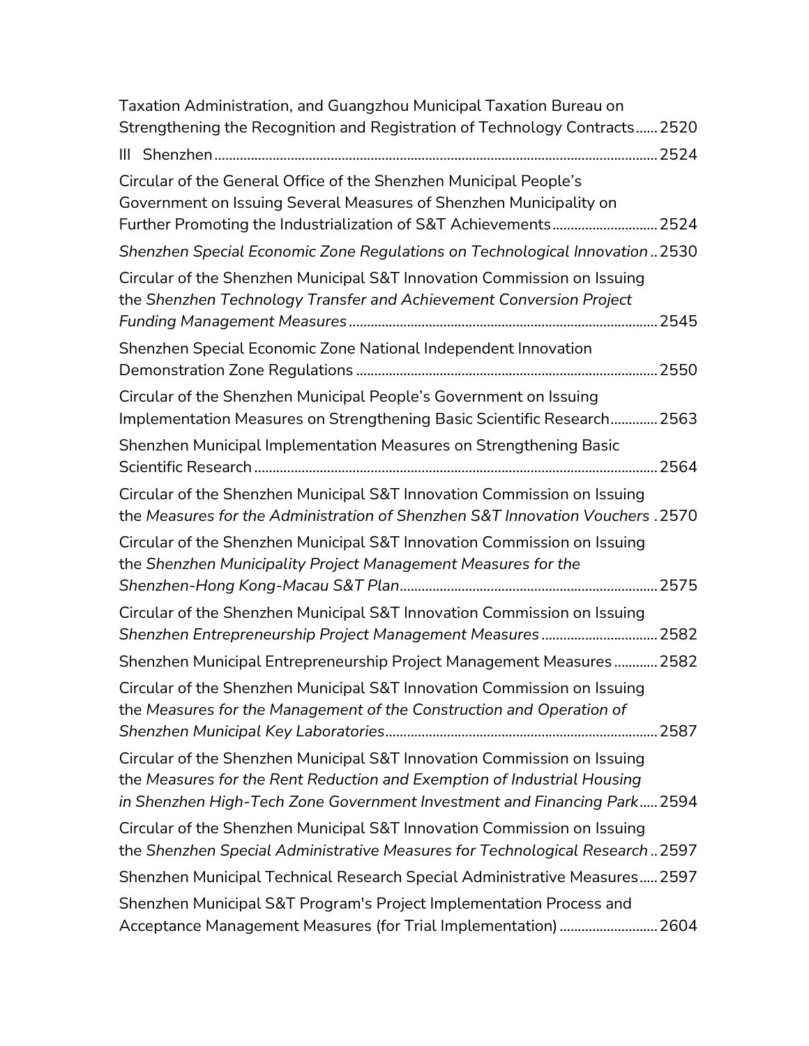Taxation Administration, and Guangzhou Municipal Taxation Bureau on Strengthening the Recognition and Registration of Technology Contracts...... 2520

III Shenzhen........................................................................................................... 2524

Circular of the General Office of the Shenzhen Municipal People's Government on Issuing Several Measures of Shenzhen Municipality on Further Promoting the Industrialization of S&T Achievements............................ 2524

*Shenzhen Special Economic Zone Regulations on Technological Innovation* .. 2530

Circular of the Shenzhen Municipal S&T Innovation Commission on Issuing the *Shenzhen Technology Transfer and Achievement Conversion Project Funding Management Measures*................................................................................... 2545

Shenzhen Special Economic Zone National Independent Innovation Demonstration Zone Regulations .................................................................................. 2550

Circular of the Shenzhen Municipal People's Government on Issuing Implementation Measures on Strengthening Basic Scientific Research............. 2563

Shenzhen Municipal Implementation Measures on Strengthening Basic Scientific Research ............................................................................................ 2564

Circular of the Shenzhen Municipal S&T Innovation Commission on Issuing the *Measures for the Administration of Shenzhen S&T Innovation Vouchers* . 2570

Circular of the Shenzhen Municipal S&T Innovation Commission on Issuing the *Shenzhen Municipality Project Management Measures for the Shenzhen-Hong Kong-Macau S&T Plan*...................................................................... 2575

Circular of the Shenzhen Municipal S&T Innovation Commission on Issuing *Shenzhen Entrepreneurship Project Management Measures* ................................ 2582

Shenzhen Municipal Entrepreneurship Project Management Measures ............ 2582

Circular of the Shenzhen Municipal S&T Innovation Commission on Issuing the *Measures for the Management of the Construction and Operation of Shenzhen Municipal Key Laboratories*.......................................................................... 2587

Circular of the Shenzhen Municipal S&T Innovation Commission on Issuing the *Measures for the Rent Reduction and Exemption of Industrial Housing in Shenzhen High-Tech Zone Government Investment and Financing Park*..... 2594

Circular of the Shenzhen Municipal S&T Innovation Commission on Issuing the *Shenzhen Special Administrative Measures for Technological Research* .. 2597

Shenzhen Municipal Technical Research Special Administrative Measures..... 2597

Shenzhen Municipal S&T Program's Project Implementation Process and Acceptance Management Measures (for Trial Implementation) ........................... 2604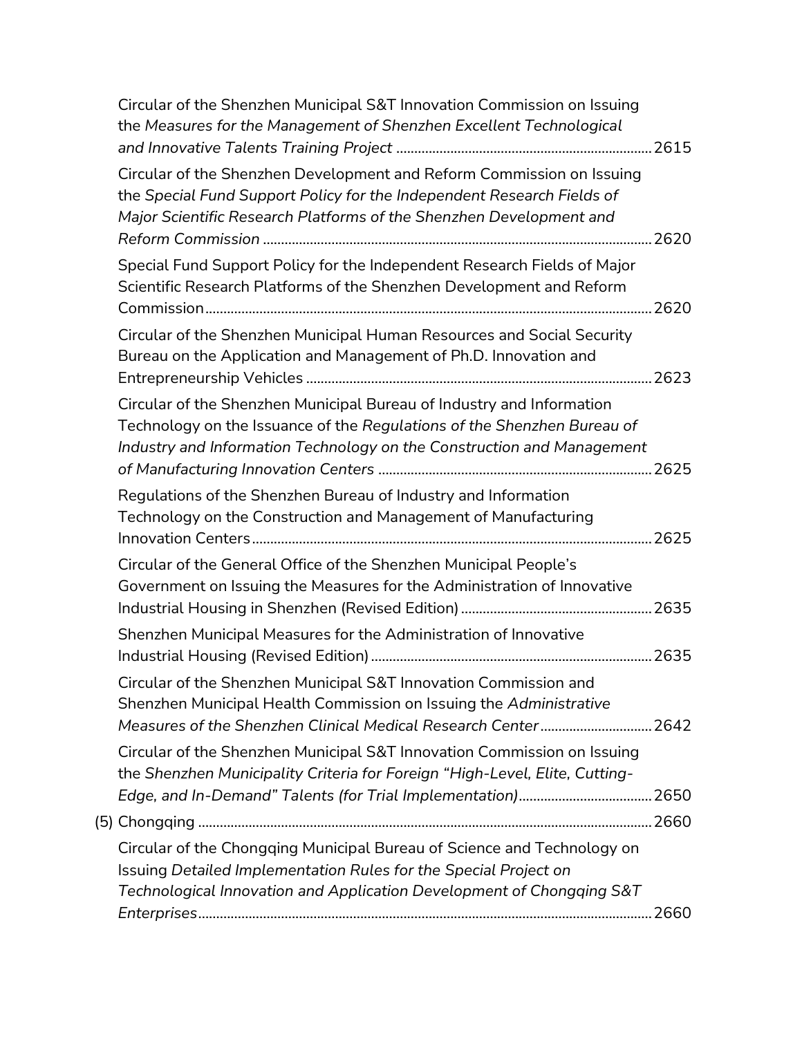Circular of the Shenzhen Municipal S&T Innovation Commission on Issuing the *Measures for the Management of Shenzhen Excellent Technological and Innovative Talents Training Project* ........ 2615

Circular of the Shenzhen Development and Reform Commission on Issuing the *Special Fund Support Policy for the Independent Research Fields of Major Scientific Research Platforms of the Shenzhen Development and Reform Commission* ........ 2620

Special Fund Support Policy for the Independent Research Fields of Major Scientific Research Platforms of the Shenzhen Development and Reform Commission ........ 2620

Circular of the Shenzhen Municipal Human Resources and Social Security Bureau on the Application and Management of Ph.D. Innovation and Entrepreneurship Vehicles ........ 2623

Circular of the Shenzhen Municipal Bureau of Industry and Information Technology on the Issuance of the *Regulations of the Shenzhen Bureau of Industry and Information Technology on the Construction and Management of Manufacturing Innovation Centers* ........ 2625

Regulations of the Shenzhen Bureau of Industry and Information Technology on the Construction and Management of Manufacturing Innovation Centers ........ 2625

Circular of the General Office of the Shenzhen Municipal People's Government on Issuing the Measures for the Administration of Innovative Industrial Housing in Shenzhen (Revised Edition) ........ 2635

Shenzhen Municipal Measures for the Administration of Innovative Industrial Housing (Revised Edition) ........ 2635

Circular of the Shenzhen Municipal S&T Innovation Commission and Shenzhen Municipal Health Commission on Issuing the *Administrative Measures of the Shenzhen Clinical Medical Research Center* ........ 2642

Circular of the Shenzhen Municipal S&T Innovation Commission on Issuing the *Shenzhen Municipality Criteria for Foreign "High-Level, Elite, Cutting-Edge, and In-Demand" Talents (for Trial Implementation)* ........ 2650

(5) Chongqing ........ 2660

Circular of the Chongqing Municipal Bureau of Science and Technology on Issuing *Detailed Implementation Rules for the Special Project on Technological Innovation and Application Development of Chongqing S&T Enterprises* ........ 2660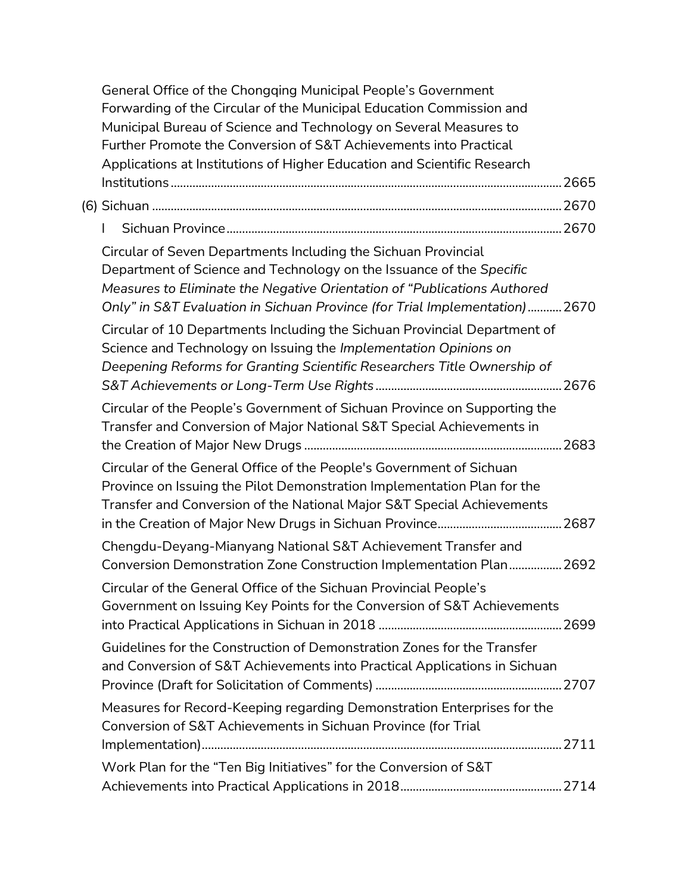General Office of the Chongqing Municipal People's Government Forwarding of the Circular of the Municipal Education Commission and Municipal Bureau of Science and Technology on Several Measures to Further Promote the Conversion of S&T Achievements into Practical Applications at Institutions of Higher Education and Scientific Research Institutions ........ 2665

(6) Sichuan ........ 2670

I Sichuan Province ........ 2670

Circular of Seven Departments Including the Sichuan Provincial Department of Science and Technology on the Issuance of the *Specific Measures to Eliminate the Negative Orientation of "Publications Authored Only" in S&T Evaluation in Sichuan Province (for Trial Implementation)* ........ 2670

Circular of 10 Departments Including the Sichuan Provincial Department of Science and Technology on Issuing the *Implementation Opinions on Deepening Reforms for Granting Scientific Researchers Title Ownership of S&T Achievements or Long-Term Use Rights* ........ 2676

Circular of the People's Government of Sichuan Province on Supporting the Transfer and Conversion of Major National S&T Special Achievements in the Creation of Major New Drugs ........ 2683

Circular of the General Office of the People's Government of Sichuan Province on Issuing the Pilot Demonstration Implementation Plan for the Transfer and Conversion of the National Major S&T Special Achievements in the Creation of Major New Drugs in Sichuan Province ........ 2687

Chengdu-Deyang-Mianyang National S&T Achievement Transfer and Conversion Demonstration Zone Construction Implementation Plan ........ 2692

Circular of the General Office of the Sichuan Provincial People's Government on Issuing Key Points for the Conversion of S&T Achievements into Practical Applications in Sichuan in 2018 ........ 2699

Guidelines for the Construction of Demonstration Zones for the Transfer and Conversion of S&T Achievements into Practical Applications in Sichuan Province (Draft for Solicitation of Comments) ........ 2707

Measures for Record-Keeping regarding Demonstration Enterprises for the Conversion of S&T Achievements in Sichuan Province (for Trial Implementation) ........ 2711

Work Plan for the "Ten Big Initiatives" for the Conversion of S&T Achievements into Practical Applications in 2018 ........ 2714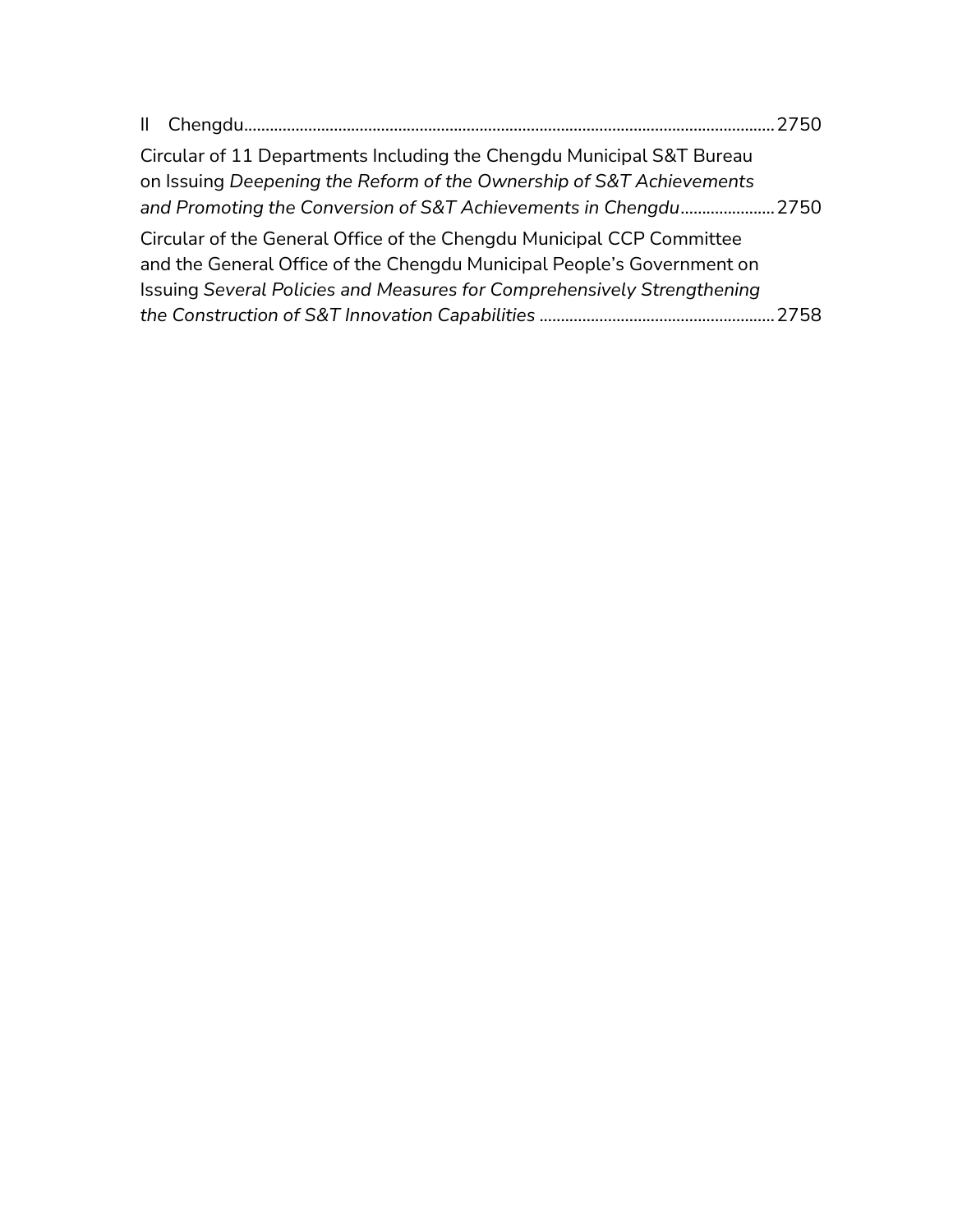II Chengdu .......... 2750

Circular of 11 Departments Including the Chengdu Municipal S&T Bureau on Issuing *Deepening the Reform of the Ownership of S&T Achievements and Promoting the Conversion of S&T Achievements in Chengdu* .......... 2750

Circular of the General Office of the Chengdu Municipal CCP Committee and the General Office of the Chengdu Municipal People's Government on Issuing *Several Policies and Measures for Comprehensively Strengthening the Construction of S&T Innovation Capabilities* .......... 2758